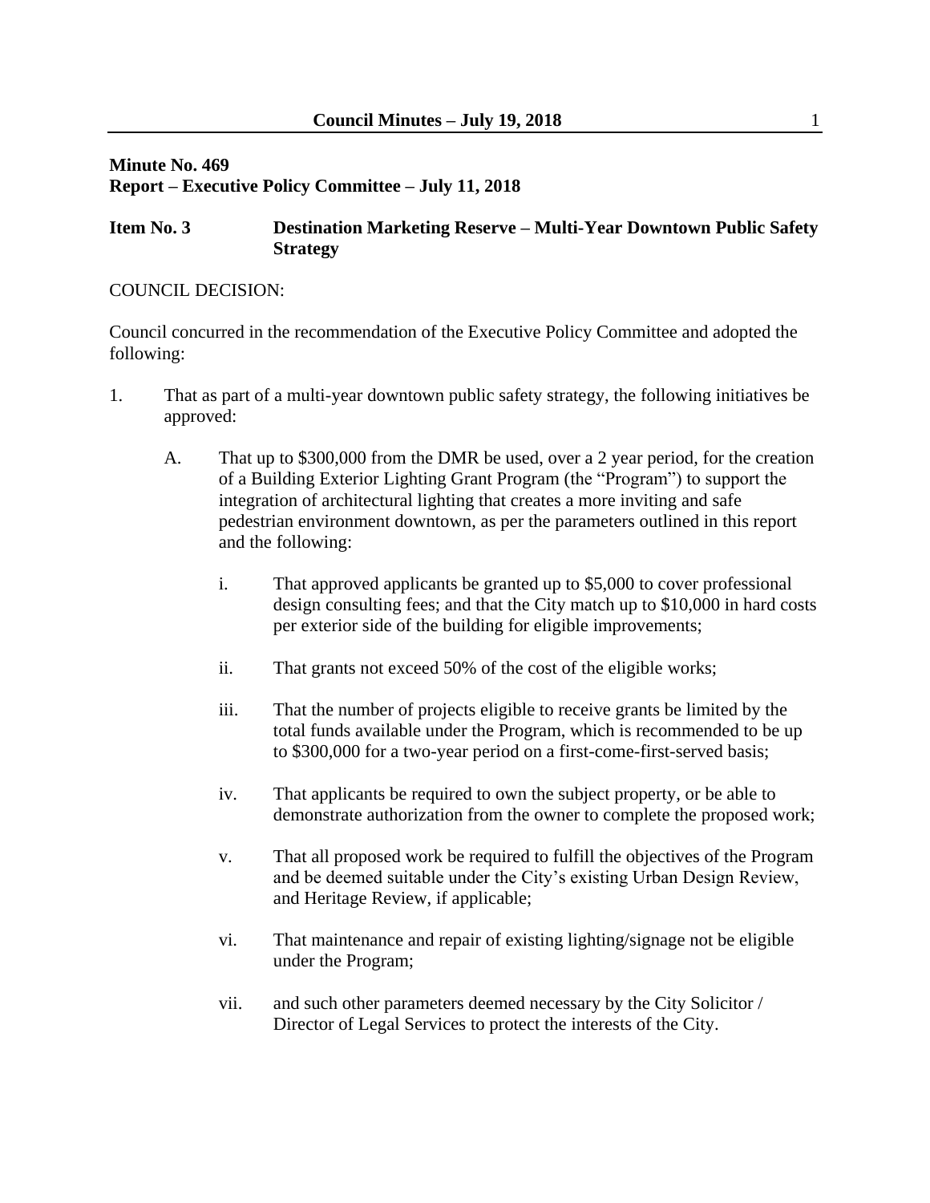**Minute No. 469**
**Report – Executive Policy Committee – July 11, 2018**

**Item No. 3 Destination Marketing Reserve – Multi-Year Downtown Public Safety Strategy**

COUNCIL DECISION:

Council concurred in the recommendation of the Executive Policy Committee and adopted the following:

1. That as part of a multi-year downtown public safety strategy, the following initiatives be approved:

   A. That up to $300,000 from the DMR be used, over a 2 year period, for the creation of a Building Exterior Lighting Grant Program (the "Program") to support the integration of architectural lighting that creates a more inviting and safe pedestrian environment downtown, as per the parameters outlined in this report and the following:

      i. That approved applicants be granted up to $5,000 to cover professional design consulting fees; and that the City match up to $10,000 in hard costs per exterior side of the building for eligible improvements;

      ii. That grants not exceed 50% of the cost of the eligible works;

      iii. That the number of projects eligible to receive grants be limited by the total funds available under the Program, which is recommended to be up to $300,000 for a two-year period on a first-come-first-served basis;

      iv. That applicants be required to own the subject property, or be able to demonstrate authorization from the owner to complete the proposed work;

      v. That all proposed work be required to fulfill the objectives of the Program and be deemed suitable under the City's existing Urban Design Review, and Heritage Review, if applicable;

      vi. That maintenance and repair of existing lighting/signage not be eligible under the Program;

      vii. and such other parameters deemed necessary by the City Solicitor / Director of Legal Services to protect the interests of the City.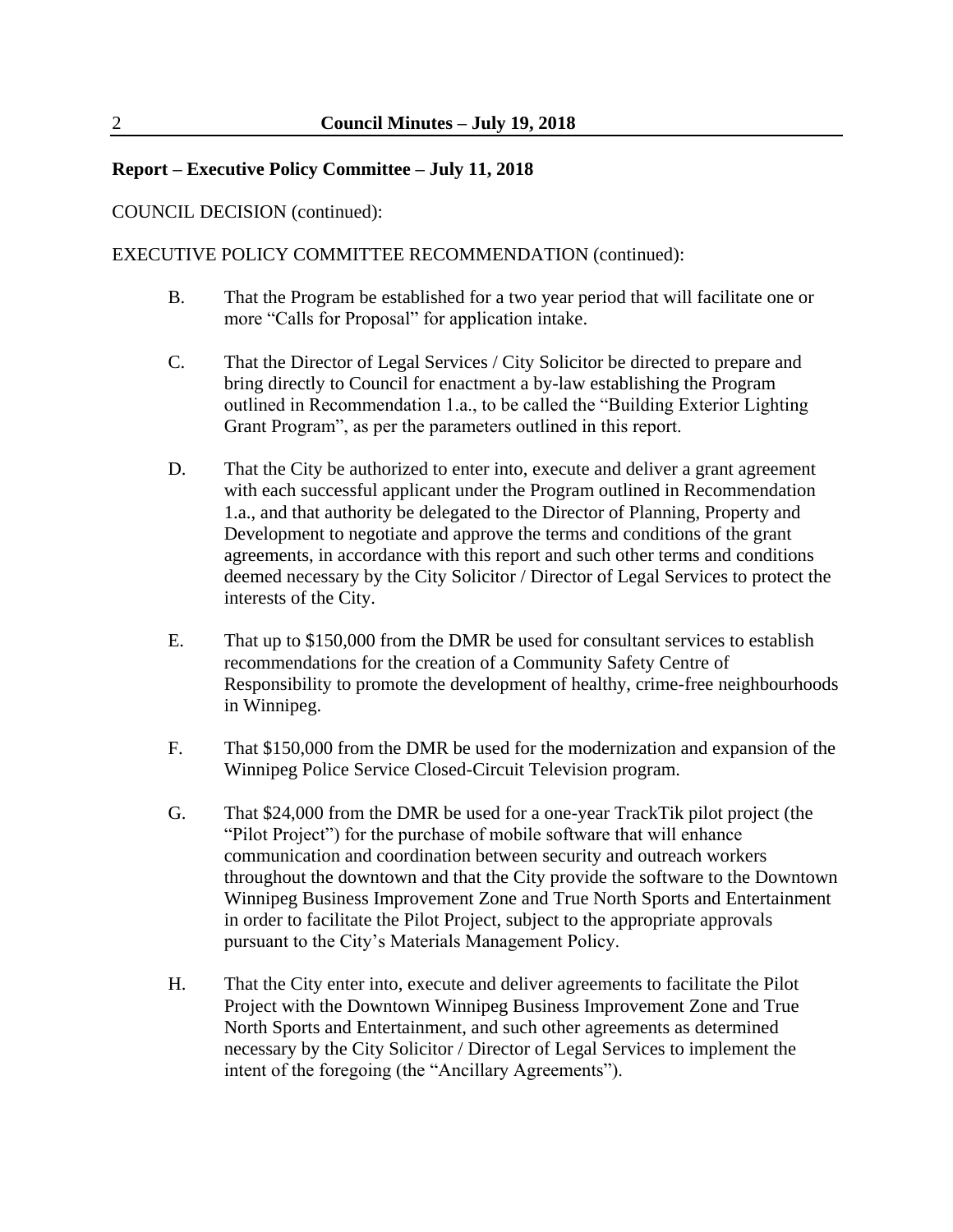**Report – Executive Policy Committee – July 11, 2018**

COUNCIL DECISION (continued):

EXECUTIVE POLICY COMMITTEE RECOMMENDATION (continued):

B. That the Program be established for a two year period that will facilitate one or more "Calls for Proposal" for application intake.

C. That the Director of Legal Services / City Solicitor be directed to prepare and bring directly to Council for enactment a by-law establishing the Program outlined in Recommendation 1.a., to be called the "Building Exterior Lighting Grant Program", as per the parameters outlined in this report.

D. That the City be authorized to enter into, execute and deliver a grant agreement with each successful applicant under the Program outlined in Recommendation 1.a., and that authority be delegated to the Director of Planning, Property and Development to negotiate and approve the terms and conditions of the grant agreements, in accordance with this report and such other terms and conditions deemed necessary by the City Solicitor / Director of Legal Services to protect the interests of the City.

E. That up to $150,000 from the DMR be used for consultant services to establish recommendations for the creation of a Community Safety Centre of Responsibility to promote the development of healthy, crime-free neighbourhoods in Winnipeg.

F. That $150,000 from the DMR be used for the modernization and expansion of the Winnipeg Police Service Closed-Circuit Television program.

G. That $24,000 from the DMR be used for a one-year TrackTik pilot project (the "Pilot Project") for the purchase of mobile software that will enhance communication and coordination between security and outreach workers throughout the downtown and that the City provide the software to the Downtown Winnipeg Business Improvement Zone and True North Sports and Entertainment in order to facilitate the Pilot Project, subject to the appropriate approvals pursuant to the City's Materials Management Policy.

H. That the City enter into, execute and deliver agreements to facilitate the Pilot Project with the Downtown Winnipeg Business Improvement Zone and True North Sports and Entertainment, and such other agreements as determined necessary by the City Solicitor / Director of Legal Services to implement the intent of the foregoing (the "Ancillary Agreements").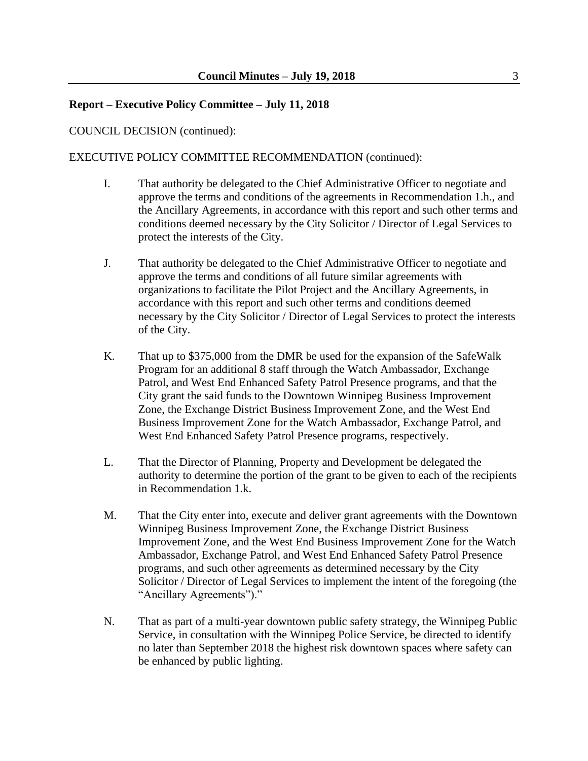**Report – Executive Policy Committee – July 11, 2018**

COUNCIL DECISION (continued):

EXECUTIVE POLICY COMMITTEE RECOMMENDATION (continued):

I. That authority be delegated to the Chief Administrative Officer to negotiate and approve the terms and conditions of the agreements in Recommendation 1.h., and the Ancillary Agreements, in accordance with this report and such other terms and conditions deemed necessary by the City Solicitor / Director of Legal Services to protect the interests of the City.

J. That authority be delegated to the Chief Administrative Officer to negotiate and approve the terms and conditions of all future similar agreements with organizations to facilitate the Pilot Project and the Ancillary Agreements, in accordance with this report and such other terms and conditions deemed necessary by the City Solicitor / Director of Legal Services to protect the interests of the City.

K. That up to $375,000 from the DMR be used for the expansion of the SafeWalk Program for an additional 8 staff through the Watch Ambassador, Exchange Patrol, and West End Enhanced Safety Patrol Presence programs, and that the City grant the said funds to the Downtown Winnipeg Business Improvement Zone, the Exchange District Business Improvement Zone, and the West End Business Improvement Zone for the Watch Ambassador, Exchange Patrol, and West End Enhanced Safety Patrol Presence programs, respectively.

L. That the Director of Planning, Property and Development be delegated the authority to determine the portion of the grant to be given to each of the recipients in Recommendation 1.k.

M. That the City enter into, execute and deliver grant agreements with the Downtown Winnipeg Business Improvement Zone, the Exchange District Business Improvement Zone, and the West End Business Improvement Zone for the Watch Ambassador, Exchange Patrol, and West End Enhanced Safety Patrol Presence programs, and such other agreements as determined necessary by the City Solicitor / Director of Legal Services to implement the intent of the foregoing (the "Ancillary Agreements")."

N. That as part of a multi-year downtown public safety strategy, the Winnipeg Public Service, in consultation with the Winnipeg Police Service, be directed to identify no later than September 2018 the highest risk downtown spaces where safety can be enhanced by public lighting.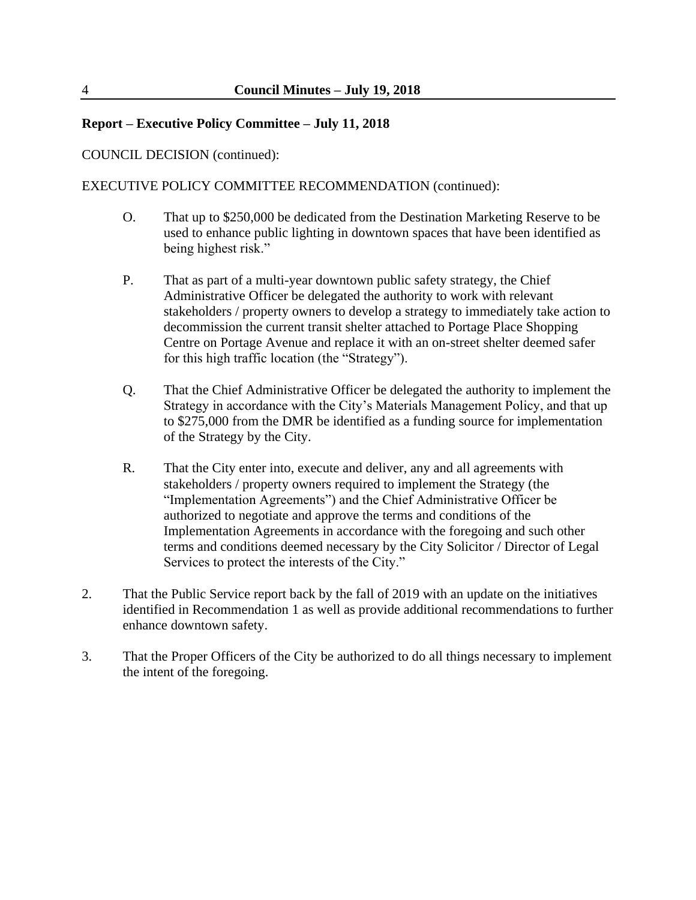**Report – Executive Policy Committee – July 11, 2018**

COUNCIL DECISION (continued):

EXECUTIVE POLICY COMMITTEE RECOMMENDATION (continued):

O. That up to $250,000 be dedicated from the Destination Marketing Reserve to be used to enhance public lighting in downtown spaces that have been identified as being highest risk."

P. That as part of a multi-year downtown public safety strategy, the Chief Administrative Officer be delegated the authority to work with relevant stakeholders / property owners to develop a strategy to immediately take action to decommission the current transit shelter attached to Portage Place Shopping Centre on Portage Avenue and replace it with an on-street shelter deemed safer for this high traffic location (the "Strategy").

Q. That the Chief Administrative Officer be delegated the authority to implement the Strategy in accordance with the City's Materials Management Policy, and that up to $275,000 from the DMR be identified as a funding source for implementation of the Strategy by the City.

R. That the City enter into, execute and deliver, any and all agreements with stakeholders / property owners required to implement the Strategy (the "Implementation Agreements") and the Chief Administrative Officer be authorized to negotiate and approve the terms and conditions of the Implementation Agreements in accordance with the foregoing and such other terms and conditions deemed necessary by the City Solicitor / Director of Legal Services to protect the interests of the City."

2. That the Public Service report back by the fall of 2019 with an update on the initiatives identified in Recommendation 1 as well as provide additional recommendations to further enhance downtown safety.

3. That the Proper Officers of the City be authorized to do all things necessary to implement the intent of the foregoing.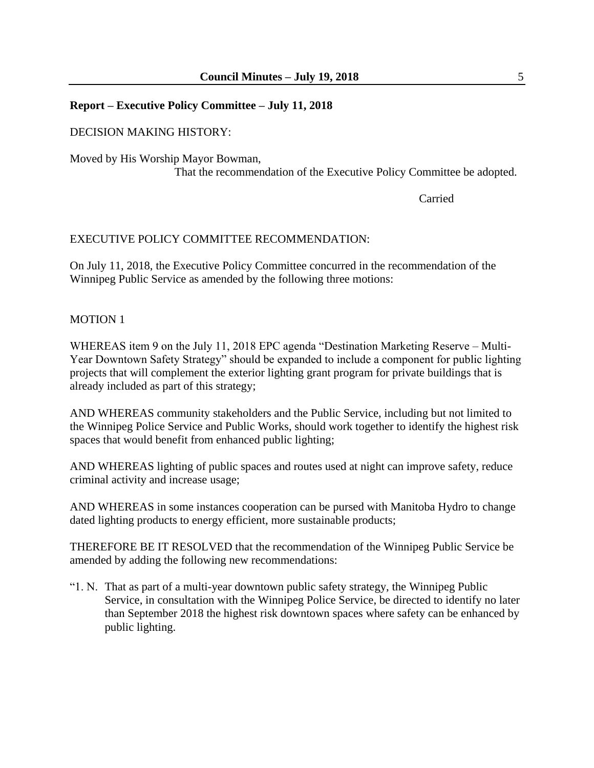**Report – Executive Policy Committee – July 11, 2018**

DECISION MAKING HISTORY:

Moved by His Worship Mayor Bowman,

That the recommendation of the Executive Policy Committee be adopted.

Carried

EXECUTIVE POLICY COMMITTEE RECOMMENDATION:

On July 11, 2018, the Executive Policy Committee concurred in the recommendation of the Winnipeg Public Service as amended by the following three motions:

MOTION 1

WHEREAS item 9 on the July 11, 2018 EPC agenda "Destination Marketing Reserve – Multi-Year Downtown Safety Strategy" should be expanded to include a component for public lighting projects that will complement the exterior lighting grant program for private buildings that is already included as part of this strategy;

AND WHEREAS community stakeholders and the Public Service, including but not limited to the Winnipeg Police Service and Public Works, should work together to identify the highest risk spaces that would benefit from enhanced public lighting;

AND WHEREAS lighting of public spaces and routes used at night can improve safety, reduce criminal activity and increase usage;

AND WHEREAS in some instances cooperation can be pursed with Manitoba Hydro to change dated lighting products to energy efficient, more sustainable products;

THEREFORE BE IT RESOLVED that the recommendation of the Winnipeg Public Service be amended by adding the following new recommendations:

"1. N. That as part of a multi-year downtown public safety strategy, the Winnipeg Public Service, in consultation with the Winnipeg Police Service, be directed to identify no later than September 2018 the highest risk downtown spaces where safety can be enhanced by public lighting.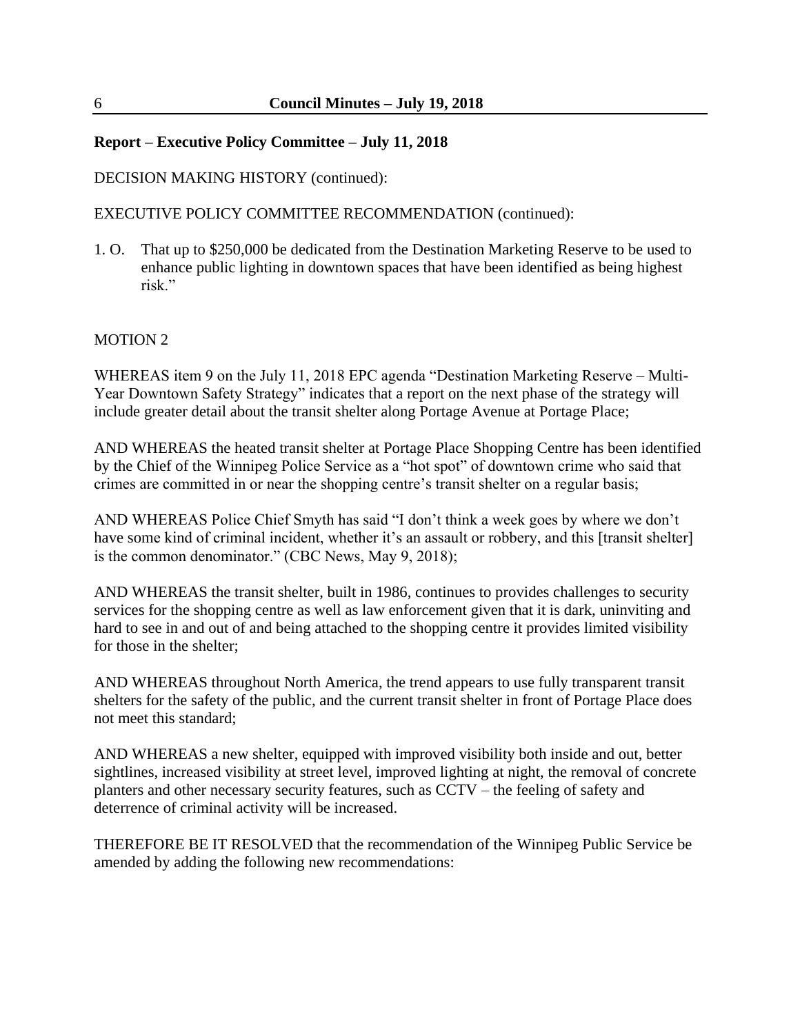**Report – Executive Policy Committee – July 11, 2018**

DECISION MAKING HISTORY (continued):

EXECUTIVE POLICY COMMITTEE RECOMMENDATION (continued):

1. O. That up to $250,000 be dedicated from the Destination Marketing Reserve to be used to enhance public lighting in downtown spaces that have been identified as being highest risk."

MOTION 2

WHEREAS item 9 on the July 11, 2018 EPC agenda "Destination Marketing Reserve – Multi-Year Downtown Safety Strategy" indicates that a report on the next phase of the strategy will include greater detail about the transit shelter along Portage Avenue at Portage Place;

AND WHEREAS the heated transit shelter at Portage Place Shopping Centre has been identified by the Chief of the Winnipeg Police Service as a "hot spot" of downtown crime who said that crimes are committed in or near the shopping centre's transit shelter on a regular basis;

AND WHEREAS Police Chief Smyth has said "I don't think a week goes by where we don't have some kind of criminal incident, whether it's an assault or robbery, and this [transit shelter] is the common denominator." (CBC News, May 9, 2018);

AND WHEREAS the transit shelter, built in 1986, continues to provides challenges to security services for the shopping centre as well as law enforcement given that it is dark, uninviting and hard to see in and out of and being attached to the shopping centre it provides limited visibility for those in the shelter;

AND WHEREAS throughout North America, the trend appears to use fully transparent transit shelters for the safety of the public, and the current transit shelter in front of Portage Place does not meet this standard;

AND WHEREAS a new shelter, equipped with improved visibility both inside and out, better sightlines, increased visibility at street level, improved lighting at night, the removal of concrete planters and other necessary security features, such as CCTV – the feeling of safety and deterrence of criminal activity will be increased.

THEREFORE BE IT RESOLVED that the recommendation of the Winnipeg Public Service be amended by adding the following new recommendations: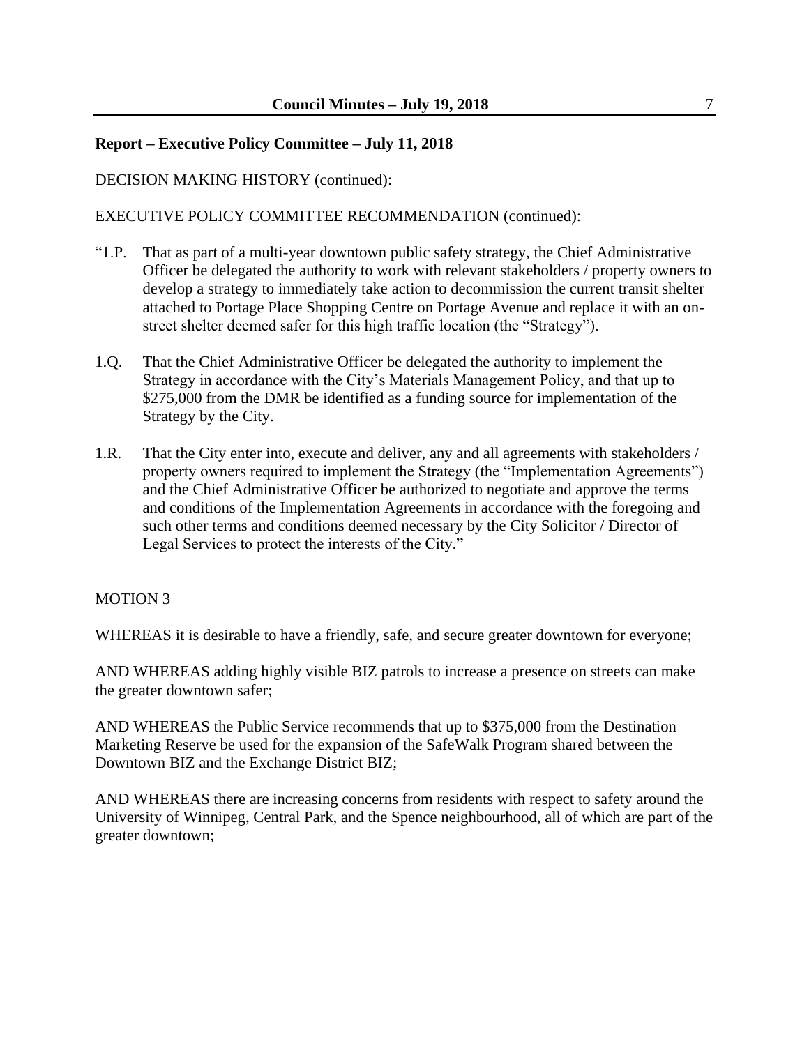**Report – Executive Policy Committee – July 11, 2018**

DECISION MAKING HISTORY (continued):

EXECUTIVE POLICY COMMITTEE RECOMMENDATION (continued):

"1.P. That as part of a multi-year downtown public safety strategy, the Chief Administrative Officer be delegated the authority to work with relevant stakeholders / property owners to develop a strategy to immediately take action to decommission the current transit shelter attached to Portage Place Shopping Centre on Portage Avenue and replace it with an on-street shelter deemed safer for this high traffic location (the "Strategy").

1.Q. That the Chief Administrative Officer be delegated the authority to implement the Strategy in accordance with the City's Materials Management Policy, and that up to $275,000 from the DMR be identified as a funding source for implementation of the Strategy by the City.

1.R. That the City enter into, execute and deliver, any and all agreements with stakeholders / property owners required to implement the Strategy (the "Implementation Agreements") and the Chief Administrative Officer be authorized to negotiate and approve the terms and conditions of the Implementation Agreements in accordance with the foregoing and such other terms and conditions deemed necessary by the City Solicitor / Director of Legal Services to protect the interests of the City."

MOTION 3

WHEREAS it is desirable to have a friendly, safe, and secure greater downtown for everyone;

AND WHEREAS adding highly visible BIZ patrols to increase a presence on streets can make the greater downtown safer;

AND WHEREAS the Public Service recommends that up to $375,000 from the Destination Marketing Reserve be used for the expansion of the SafeWalk Program shared between the Downtown BIZ and the Exchange District BIZ;

AND WHEREAS there are increasing concerns from residents with respect to safety around the University of Winnipeg, Central Park, and the Spence neighbourhood, all of which are part of the greater downtown;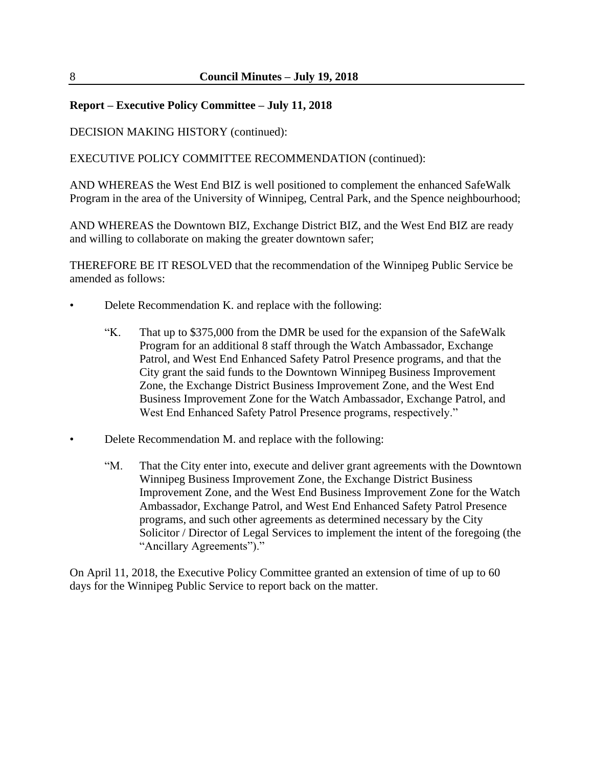**Report – Executive Policy Committee – July 11, 2018**

DECISION MAKING HISTORY (continued):

EXECUTIVE POLICY COMMITTEE RECOMMENDATION (continued):

AND WHEREAS the West End BIZ is well positioned to complement the enhanced SafeWalk Program in the area of the University of Winnipeg, Central Park, and the Spence neighbourhood;

AND WHEREAS the Downtown BIZ, Exchange District BIZ, and the West End BIZ are ready and willing to collaborate on making the greater downtown safer;

THEREFORE BE IT RESOLVED that the recommendation of the Winnipeg Public Service be amended as follows:

- Delete Recommendation K. and replace with the following:

  "K. That up to $375,000 from the DMR be used for the expansion of the SafeWalk Program for an additional 8 staff through the Watch Ambassador, Exchange Patrol, and West End Enhanced Safety Patrol Presence programs, and that the City grant the said funds to the Downtown Winnipeg Business Improvement Zone, the Exchange District Business Improvement Zone, and the West End Business Improvement Zone for the Watch Ambassador, Exchange Patrol, and West End Enhanced Safety Patrol Presence programs, respectively."

- Delete Recommendation M. and replace with the following:

  "M. That the City enter into, execute and deliver grant agreements with the Downtown Winnipeg Business Improvement Zone, the Exchange District Business Improvement Zone, and the West End Business Improvement Zone for the Watch Ambassador, Exchange Patrol, and West End Enhanced Safety Patrol Presence programs, and such other agreements as determined necessary by the City Solicitor / Director of Legal Services to implement the intent of the foregoing (the "Ancillary Agreements")."

On April 11, 2018, the Executive Policy Committee granted an extension of time of up to 60 days for the Winnipeg Public Service to report back on the matter.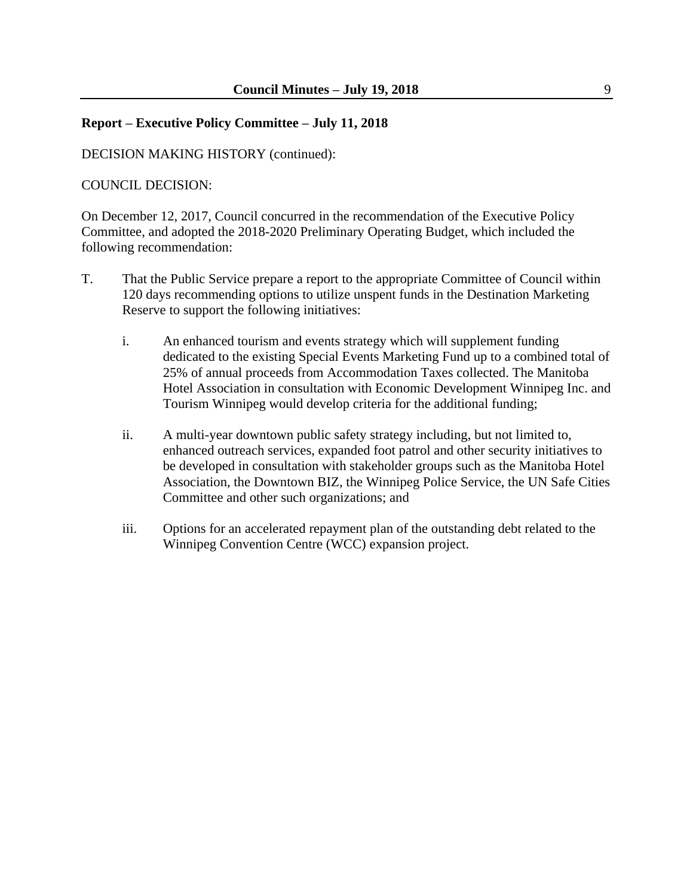**Report – Executive Policy Committee – July 11, 2018**

DECISION MAKING HISTORY (continued):

COUNCIL DECISION:

On December 12, 2017, Council concurred in the recommendation of the Executive Policy Committee, and adopted the 2018-2020 Preliminary Operating Budget, which included the following recommendation:

T. That the Public Service prepare a report to the appropriate Committee of Council within 120 days recommending options to utilize unspent funds in the Destination Marketing Reserve to support the following initiatives:

   i. An enhanced tourism and events strategy which will supplement funding dedicated to the existing Special Events Marketing Fund up to a combined total of 25% of annual proceeds from Accommodation Taxes collected. The Manitoba Hotel Association in consultation with Economic Development Winnipeg Inc. and Tourism Winnipeg would develop criteria for the additional funding;

   ii. A multi-year downtown public safety strategy including, but not limited to, enhanced outreach services, expanded foot patrol and other security initiatives to be developed in consultation with stakeholder groups such as the Manitoba Hotel Association, the Downtown BIZ, the Winnipeg Police Service, the UN Safe Cities Committee and other such organizations; and

   iii. Options for an accelerated repayment plan of the outstanding debt related to the Winnipeg Convention Centre (WCC) expansion project.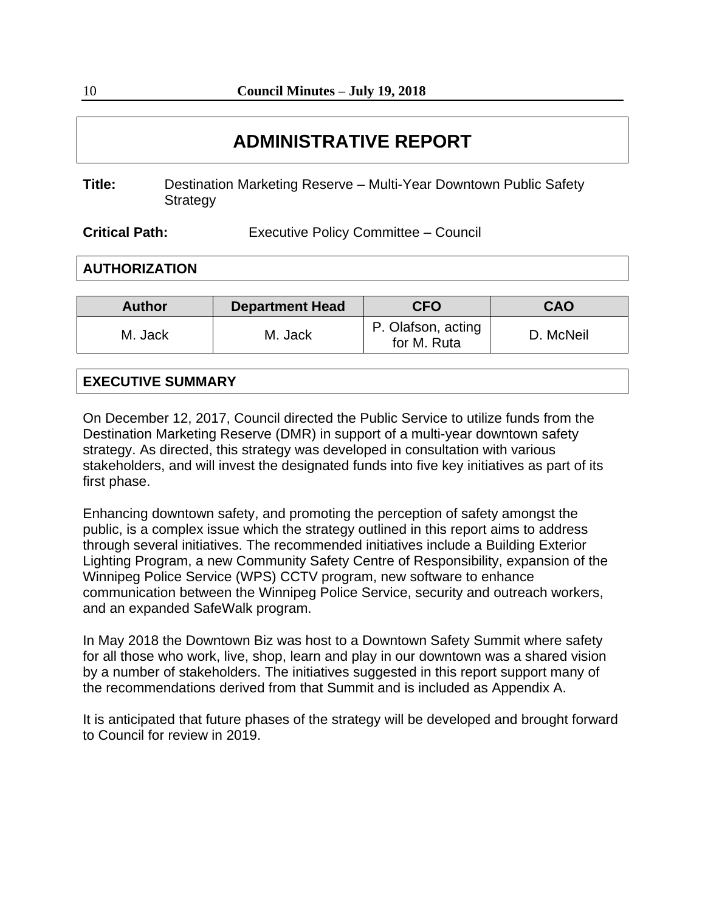# ADMINISTRATIVE REPORT

**Title:** Destination Marketing Reserve – Multi-Year Downtown Public Safety Strategy

**Critical Path:** Executive Policy Committee – Council

## AUTHORIZATION

| Author | Department Head | CFO | CAO |
| --- | --- | --- | --- |
| M. Jack | M. Jack | P. Olafson, acting for M. Ruta | D. McNeil |

## EXECUTIVE SUMMARY

On December 12, 2017, Council directed the Public Service to utilize funds from the Destination Marketing Reserve (DMR) in support of a multi-year downtown safety strategy. As directed, this strategy was developed in consultation with various stakeholders, and will invest the designated funds into five key initiatives as part of its first phase.

Enhancing downtown safety, and promoting the perception of safety amongst the public, is a complex issue which the strategy outlined in this report aims to address through several initiatives. The recommended initiatives include a Building Exterior Lighting Program, a new Community Safety Centre of Responsibility, expansion of the Winnipeg Police Service (WPS) CCTV program, new software to enhance communication between the Winnipeg Police Service, security and outreach workers, and an expanded SafeWalk program.

In May 2018 the Downtown Biz was host to a Downtown Safety Summit where safety for all those who work, live, shop, learn and play in our downtown was a shared vision by a number of stakeholders. The initiatives suggested in this report support many of the recommendations derived from that Summit and is included as Appendix A.

It is anticipated that future phases of the strategy will be developed and brought forward to Council for review in 2019.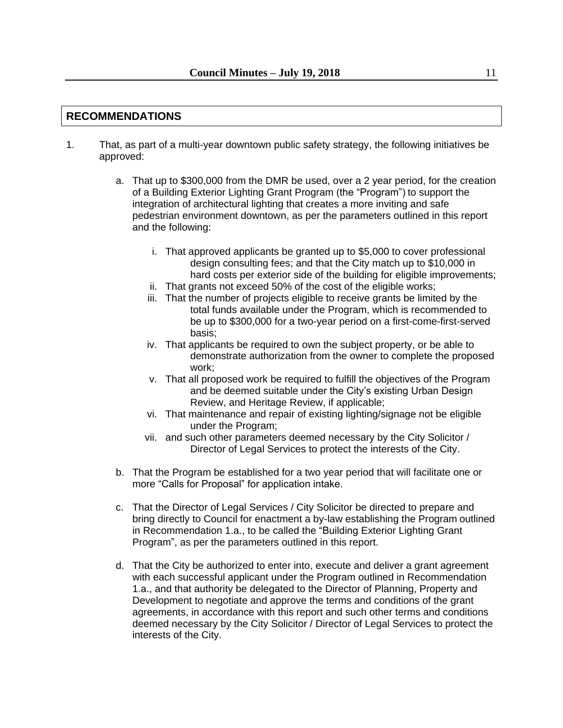## RECOMMENDATIONS

1. That, as part of a multi-year downtown public safety strategy, the following initiatives be approved:

   a. That up to $300,000 from the DMR be used, over a 2 year period, for the creation of a Building Exterior Lighting Grant Program (the "Program") to support the integration of architectural lighting that creates a more inviting and safe pedestrian environment downtown, as per the parameters outlined in this report and the following:

      i. That approved applicants be granted up to $5,000 to cover professional design consulting fees; and that the City match up to $10,000 in hard costs per exterior side of the building for eligible improvements;
      ii. That grants not exceed 50% of the cost of the eligible works;
      iii. That the number of projects eligible to receive grants be limited by the total funds available under the Program, which is recommended to be up to $300,000 for a two-year period on a first-come-first-served basis;
      iv. That applicants be required to own the subject property, or be able to demonstrate authorization from the owner to complete the proposed work;
      v. That all proposed work be required to fulfill the objectives of the Program and be deemed suitable under the City's existing Urban Design Review, and Heritage Review, if applicable;
      vi. That maintenance and repair of existing lighting/signage not be eligible under the Program;
      vii. and such other parameters deemed necessary by the City Solicitor / Director of Legal Services to protect the interests of the City.

   b. That the Program be established for a two year period that will facilitate one or more "Calls for Proposal" for application intake.

   c. That the Director of Legal Services / City Solicitor be directed to prepare and bring directly to Council for enactment a by-law establishing the Program outlined in Recommendation 1.a., to be called the "Building Exterior Lighting Grant Program", as per the parameters outlined in this report.

   d. That the City be authorized to enter into, execute and deliver a grant agreement with each successful applicant under the Program outlined in Recommendation 1.a., and that authority be delegated to the Director of Planning, Property and Development to negotiate and approve the terms and conditions of the grant agreements, in accordance with this report and such other terms and conditions deemed necessary by the City Solicitor / Director of Legal Services to protect the interests of the City.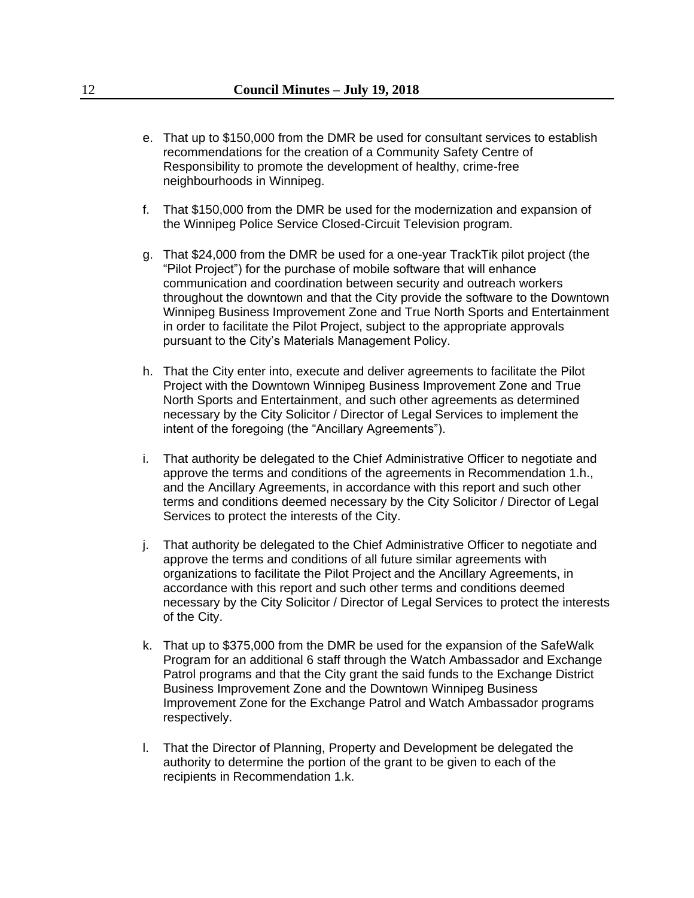e. That up to $150,000 from the DMR be used for consultant services to establish recommendations for the creation of a Community Safety Centre of Responsibility to promote the development of healthy, crime-free neighbourhoods in Winnipeg.

f. That $150,000 from the DMR be used for the modernization and expansion of the Winnipeg Police Service Closed-Circuit Television program.

g. That $24,000 from the DMR be used for a one-year TrackTik pilot project (the "Pilot Project") for the purchase of mobile software that will enhance communication and coordination between security and outreach workers throughout the downtown and that the City provide the software to the Downtown Winnipeg Business Improvement Zone and True North Sports and Entertainment in order to facilitate the Pilot Project, subject to the appropriate approvals pursuant to the City's Materials Management Policy.

h. That the City enter into, execute and deliver agreements to facilitate the Pilot Project with the Downtown Winnipeg Business Improvement Zone and True North Sports and Entertainment, and such other agreements as determined necessary by the City Solicitor / Director of Legal Services to implement the intent of the foregoing (the "Ancillary Agreements").

i. That authority be delegated to the Chief Administrative Officer to negotiate and approve the terms and conditions of the agreements in Recommendation 1.h., and the Ancillary Agreements, in accordance with this report and such other terms and conditions deemed necessary by the City Solicitor / Director of Legal Services to protect the interests of the City.

j. That authority be delegated to the Chief Administrative Officer to negotiate and approve the terms and conditions of all future similar agreements with organizations to facilitate the Pilot Project and the Ancillary Agreements, in accordance with this report and such other terms and conditions deemed necessary by the City Solicitor / Director of Legal Services to protect the interests of the City.

k. That up to $375,000 from the DMR be used for the expansion of the SafeWalk Program for an additional 6 staff through the Watch Ambassador and Exchange Patrol programs and that the City grant the said funds to the Exchange District Business Improvement Zone and the Downtown Winnipeg Business Improvement Zone for the Exchange Patrol and Watch Ambassador programs respectively.

l. That the Director of Planning, Property and Development be delegated the authority to determine the portion of the grant to be given to each of the recipients in Recommendation 1.k.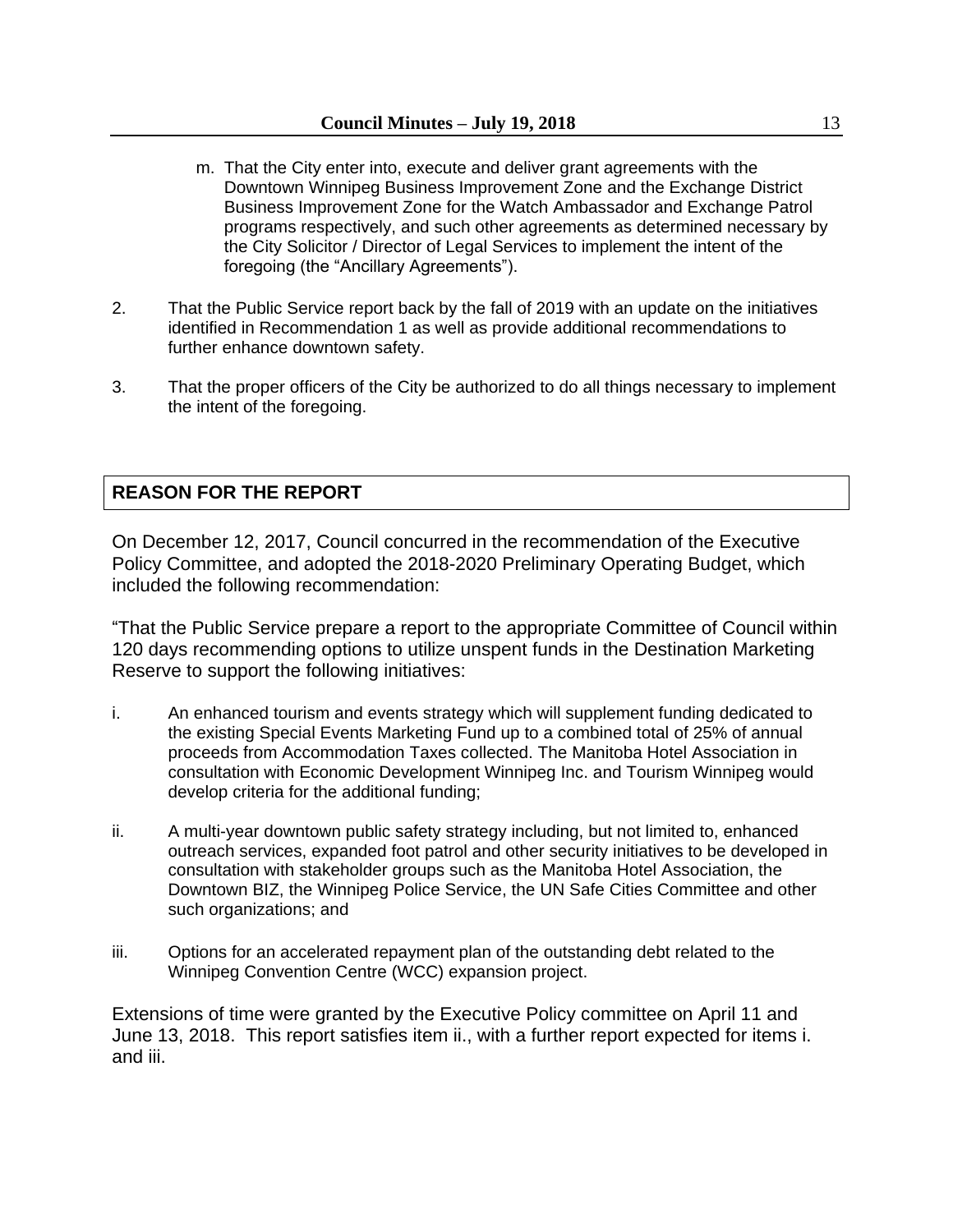m. That the City enter into, execute and deliver grant agreements with the Downtown Winnipeg Business Improvement Zone and the Exchange District Business Improvement Zone for the Watch Ambassador and Exchange Patrol programs respectively, and such other agreements as determined necessary by the City Solicitor / Director of Legal Services to implement the intent of the foregoing (the "Ancillary Agreements").

2. That the Public Service report back by the fall of 2019 with an update on the initiatives identified in Recommendation 1 as well as provide additional recommendations to further enhance downtown safety.

3. That the proper officers of the City be authorized to do all things necessary to implement the intent of the foregoing.

## REASON FOR THE REPORT

On December 12, 2017, Council concurred in the recommendation of the Executive Policy Committee, and adopted the 2018-2020 Preliminary Operating Budget, which included the following recommendation:

"That the Public Service prepare a report to the appropriate Committee of Council within 120 days recommending options to utilize unspent funds in the Destination Marketing Reserve to support the following initiatives:

i. An enhanced tourism and events strategy which will supplement funding dedicated to the existing Special Events Marketing Fund up to a combined total of 25% of annual proceeds from Accommodation Taxes collected. The Manitoba Hotel Association in consultation with Economic Development Winnipeg Inc. and Tourism Winnipeg would develop criteria for the additional funding;

ii. A multi-year downtown public safety strategy including, but not limited to, enhanced outreach services, expanded foot patrol and other security initiatives to be developed in consultation with stakeholder groups such as the Manitoba Hotel Association, the Downtown BIZ, the Winnipeg Police Service, the UN Safe Cities Committee and other such organizations; and

iii. Options for an accelerated repayment plan of the outstanding debt related to the Winnipeg Convention Centre (WCC) expansion project.

Extensions of time were granted by the Executive Policy committee on April 11 and June 13, 2018. This report satisfies item ii., with a further report expected for items i. and iii.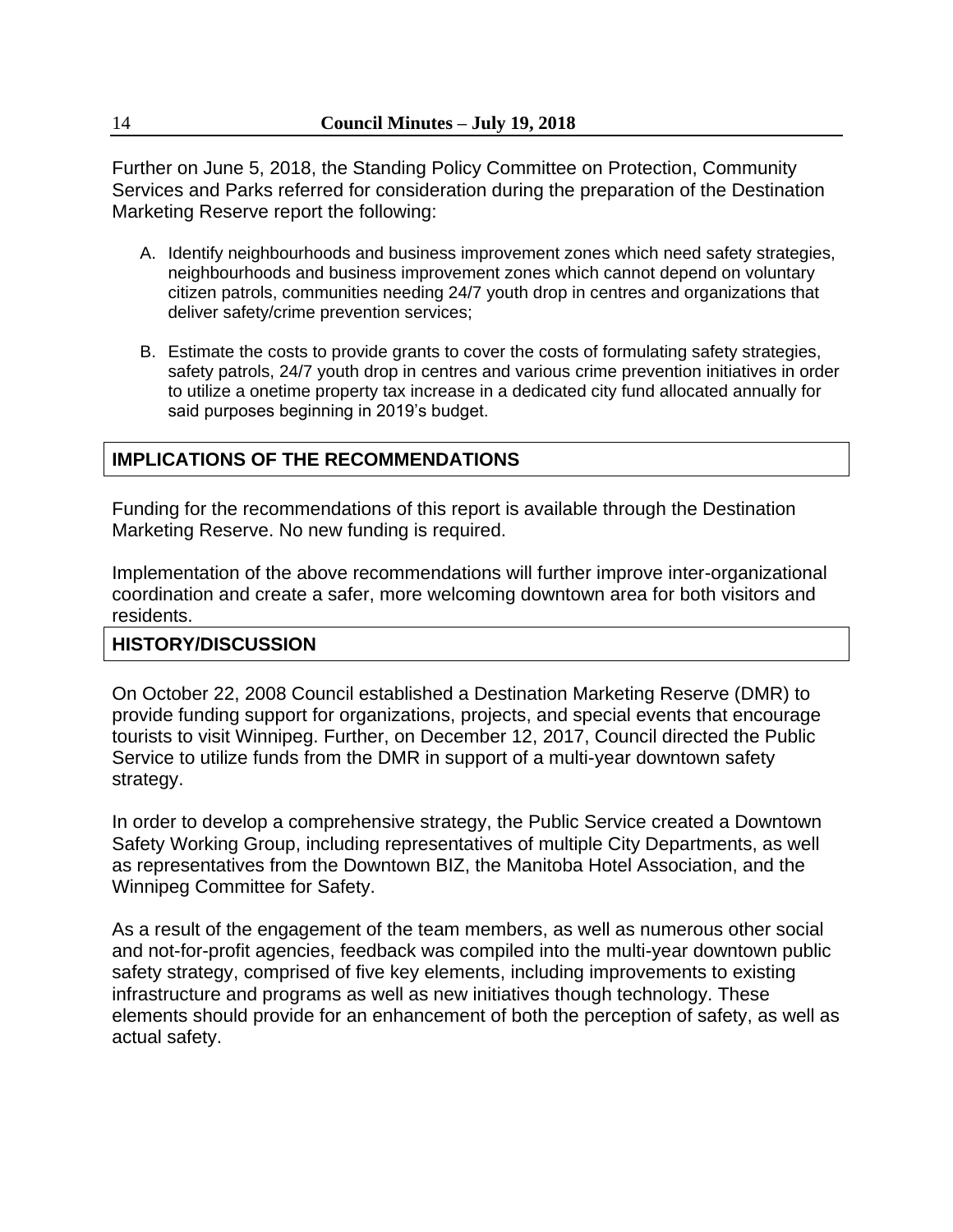Further on June 5, 2018, the Standing Policy Committee on Protection, Community Services and Parks referred for consideration during the preparation of the Destination Marketing Reserve report the following:

A. Identify neighbourhoods and business improvement zones which need safety strategies, neighbourhoods and business improvement zones which cannot depend on voluntary citizen patrols, communities needing 24/7 youth drop in centres and organizations that deliver safety/crime prevention services;

B. Estimate the costs to provide grants to cover the costs of formulating safety strategies, safety patrols, 24/7 youth drop in centres and various crime prevention initiatives in order to utilize a onetime property tax increase in a dedicated city fund allocated annually for said purposes beginning in 2019's budget.

## IMPLICATIONS OF THE RECOMMENDATIONS

Funding for the recommendations of this report is available through the Destination Marketing Reserve. No new funding is required.

Implementation of the above recommendations will further improve inter-organizational coordination and create a safer, more welcoming downtown area for both visitors and residents.

## HISTORY/DISCUSSION

On October 22, 2008 Council established a Destination Marketing Reserve (DMR) to provide funding support for organizations, projects, and special events that encourage tourists to visit Winnipeg. Further, on December 12, 2017, Council directed the Public Service to utilize funds from the DMR in support of a multi-year downtown safety strategy.

In order to develop a comprehensive strategy, the Public Service created a Downtown Safety Working Group, including representatives of multiple City Departments, as well as representatives from the Downtown BIZ, the Manitoba Hotel Association, and the Winnipeg Committee for Safety.

As a result of the engagement of the team members, as well as numerous other social and not-for-profit agencies, feedback was compiled into the multi-year downtown public safety strategy, comprised of five key elements, including improvements to existing infrastructure and programs as well as new initiatives though technology. These elements should provide for an enhancement of both the perception of safety, as well as actual safety.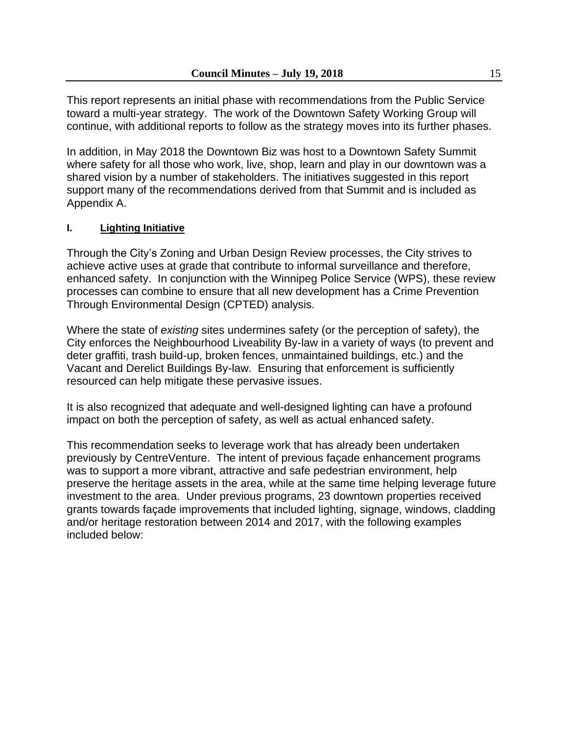This report represents an initial phase with recommendations from the Public Service toward a multi-year strategy. The work of the Downtown Safety Working Group will continue, with additional reports to follow as the strategy moves into its further phases.

In addition, in May 2018 the Downtown Biz was host to a Downtown Safety Summit where safety for all those who work, live, shop, learn and play in our downtown was a shared vision by a number of stakeholders. The initiatives suggested in this report support many of the recommendations derived from that Summit and is included as Appendix A.

## I. Lighting Initiative

Through the City's Zoning and Urban Design Review processes, the City strives to achieve active uses at grade that contribute to informal surveillance and therefore, enhanced safety. In conjunction with the Winnipeg Police Service (WPS), these review processes can combine to ensure that all new development has a Crime Prevention Through Environmental Design (CPTED) analysis.

Where the state of *existing* sites undermines safety (or the perception of safety), the City enforces the Neighbourhood Liveability By-law in a variety of ways (to prevent and deter graffiti, trash build-up, broken fences, unmaintained buildings, etc.) and the Vacant and Derelict Buildings By-law. Ensuring that enforcement is sufficiently resourced can help mitigate these pervasive issues.

It is also recognized that adequate and well-designed lighting can have a profound impact on both the perception of safety, as well as actual enhanced safety.

This recommendation seeks to leverage work that has already been undertaken previously by CentreVenture. The intent of previous façade enhancement programs was to support a more vibrant, attractive and safe pedestrian environment, help preserve the heritage assets in the area, while at the same time helping leverage future investment to the area. Under previous programs, 23 downtown properties received grants towards façade improvements that included lighting, signage, windows, cladding and/or heritage restoration between 2014 and 2017, with the following examples included below: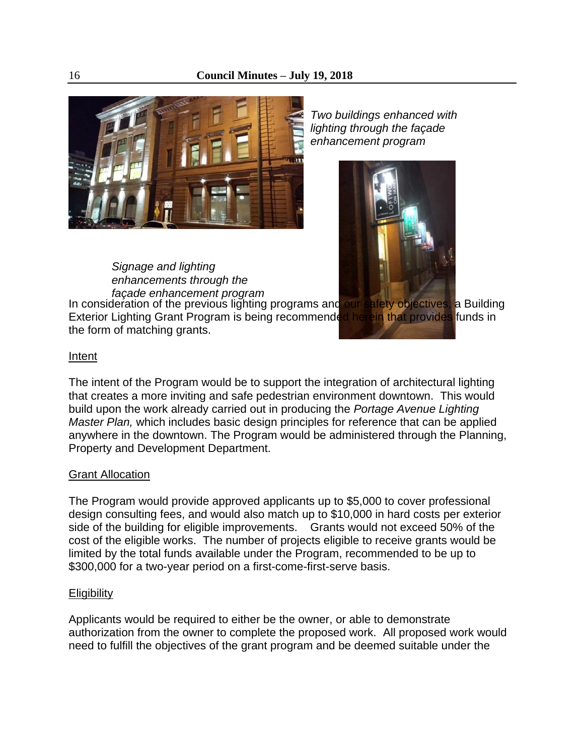*Two buildings enhanced with lighting through the façade enhancement program*

*Signage and lighting enhancements through the façade enhancement program*

In consideration of the previous lighting programs and our safety objectives, a Building Exterior Lighting Grant Program is being recommended herein that provides funds in the form of matching grants.

Intent

The intent of the Program would be to support the integration of architectural lighting that creates a more inviting and safe pedestrian environment downtown. This would build upon the work already carried out in producing the *Portage Avenue Lighting Master Plan,* which includes basic design principles for reference that can be applied anywhere in the downtown. The Program would be administered through the Planning, Property and Development Department.

Grant Allocation

The Program would provide approved applicants up to $5,000 to cover professional design consulting fees, and would also match up to $10,000 in hard costs per exterior side of the building for eligible improvements. Grants would not exceed 50% of the cost of the eligible works. The number of projects eligible to receive grants would be limited by the total funds available under the Program, recommended to be up to $300,000 for a two-year period on a first-come-first-serve basis.

Eligibility

Applicants would be required to either be the owner, or able to demonstrate authorization from the owner to complete the proposed work. All proposed work would need to fulfill the objectives of the grant program and be deemed suitable under the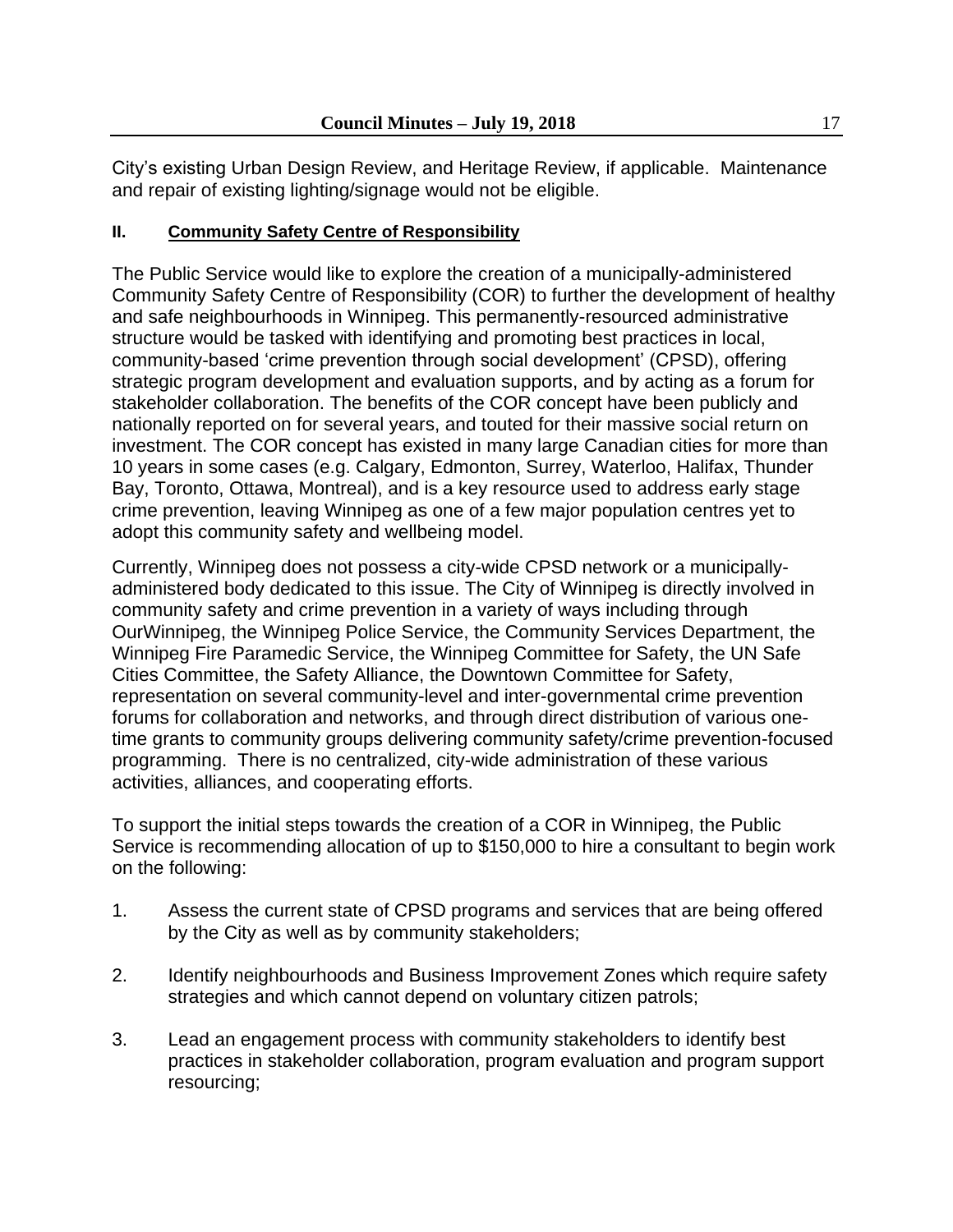City's existing Urban Design Review, and Heritage Review, if applicable. Maintenance and repair of existing lighting/signage would not be eligible.

### II. <u>Community Safety Centre of Responsibility</u>

The Public Service would like to explore the creation of a municipally-administered Community Safety Centre of Responsibility (COR) to further the development of healthy and safe neighbourhoods in Winnipeg. This permanently-resourced administrative structure would be tasked with identifying and promoting best practices in local, community-based 'crime prevention through social development' (CPSD), offering strategic program development and evaluation supports, and by acting as a forum for stakeholder collaboration. The benefits of the COR concept have been publicly and nationally reported on for several years, and touted for their massive social return on investment. The COR concept has existed in many large Canadian cities for more than 10 years in some cases (e.g. Calgary, Edmonton, Surrey, Waterloo, Halifax, Thunder Bay, Toronto, Ottawa, Montreal), and is a key resource used to address early stage crime prevention, leaving Winnipeg as one of a few major population centres yet to adopt this community safety and wellbeing model.

Currently, Winnipeg does not possess a city-wide CPSD network or a municipally-administered body dedicated to this issue. The City of Winnipeg is directly involved in community safety and crime prevention in a variety of ways including through OurWinnipeg, the Winnipeg Police Service, the Community Services Department, the Winnipeg Fire Paramedic Service, the Winnipeg Committee for Safety, the UN Safe Cities Committee, the Safety Alliance, the Downtown Committee for Safety, representation on several community-level and inter-governmental crime prevention forums for collaboration and networks, and through direct distribution of various one-time grants to community groups delivering community safety/crime prevention-focused programming. There is no centralized, city-wide administration of these various activities, alliances, and cooperating efforts.

To support the initial steps towards the creation of a COR in Winnipeg, the Public Service is recommending allocation of up to $150,000 to hire a consultant to begin work on the following:

1. Assess the current state of CPSD programs and services that are being offered by the City as well as by community stakeholders;
2. Identify neighbourhoods and Business Improvement Zones which require safety strategies and which cannot depend on voluntary citizen patrols;
3. Lead an engagement process with community stakeholders to identify best practices in stakeholder collaboration, program evaluation and program support resourcing;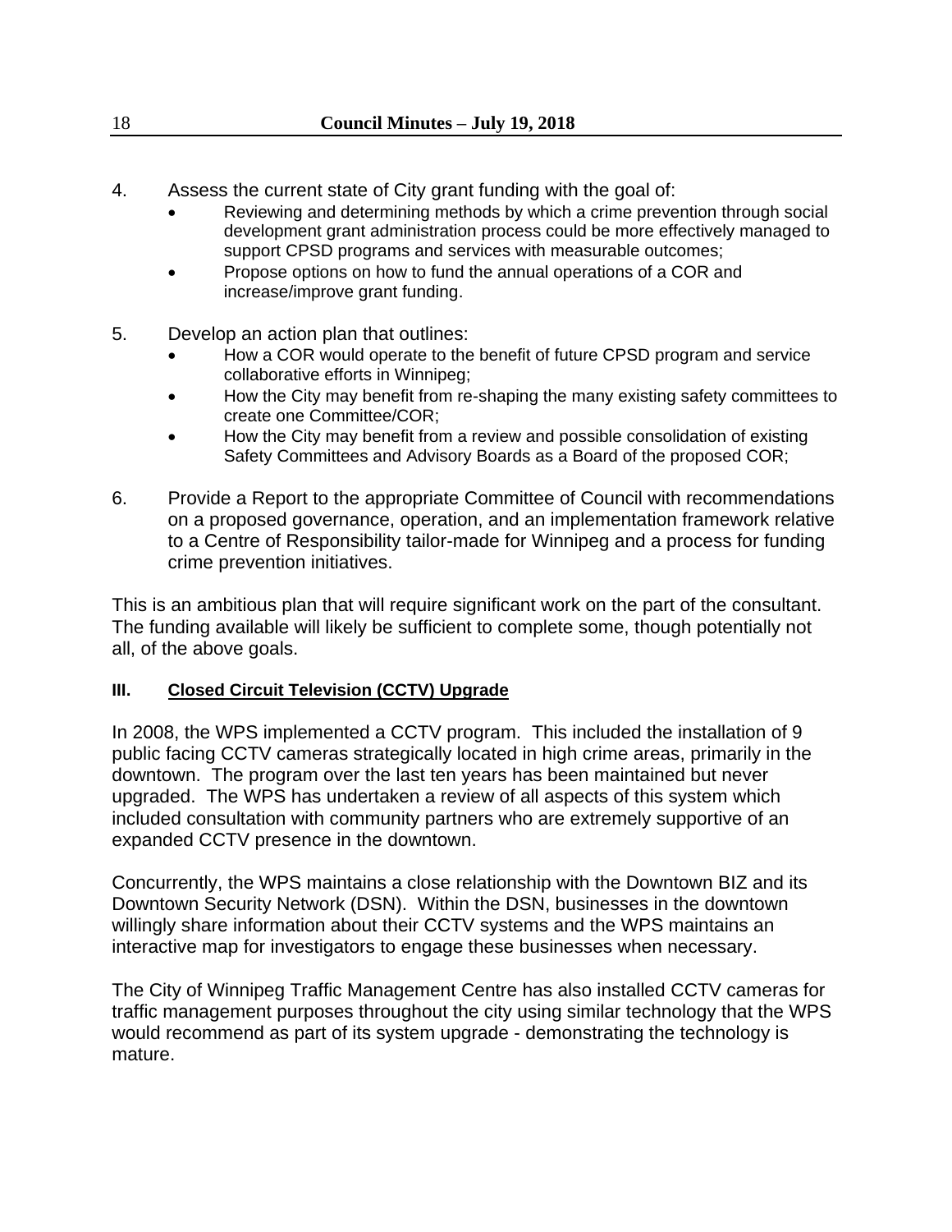4. Assess the current state of City grant funding with the goal of:
   - Reviewing and determining methods by which a crime prevention through social development grant administration process could be more effectively managed to support CPSD programs and services with measurable outcomes;
   - Propose options on how to fund the annual operations of a COR and increase/improve grant funding.

5. Develop an action plan that outlines:
   - How a COR would operate to the benefit of future CPSD program and service collaborative efforts in Winnipeg;
   - How the City may benefit from re-shaping the many existing safety committees to create one Committee/COR;
   - How the City may benefit from a review and possible consolidation of existing Safety Committees and Advisory Boards as a Board of the proposed COR;

6. Provide a Report to the appropriate Committee of Council with recommendations on a proposed governance, operation, and an implementation framework relative to a Centre of Responsibility tailor-made for Winnipeg and a process for funding crime prevention initiatives.

This is an ambitious plan that will require significant work on the part of the consultant. The funding available will likely be sufficient to complete some, though potentially not all, of the above goals.

**III. Closed Circuit Television (CCTV) Upgrade**

In 2008, the WPS implemented a CCTV program. This included the installation of 9 public facing CCTV cameras strategically located in high crime areas, primarily in the downtown. The program over the last ten years has been maintained but never upgraded. The WPS has undertaken a review of all aspects of this system which included consultation with community partners who are extremely supportive of an expanded CCTV presence in the downtown.

Concurrently, the WPS maintains a close relationship with the Downtown BIZ and its Downtown Security Network (DSN). Within the DSN, businesses in the downtown willingly share information about their CCTV systems and the WPS maintains an interactive map for investigators to engage these businesses when necessary.

The City of Winnipeg Traffic Management Centre has also installed CCTV cameras for traffic management purposes throughout the city using similar technology that the WPS would recommend as part of its system upgrade - demonstrating the technology is mature.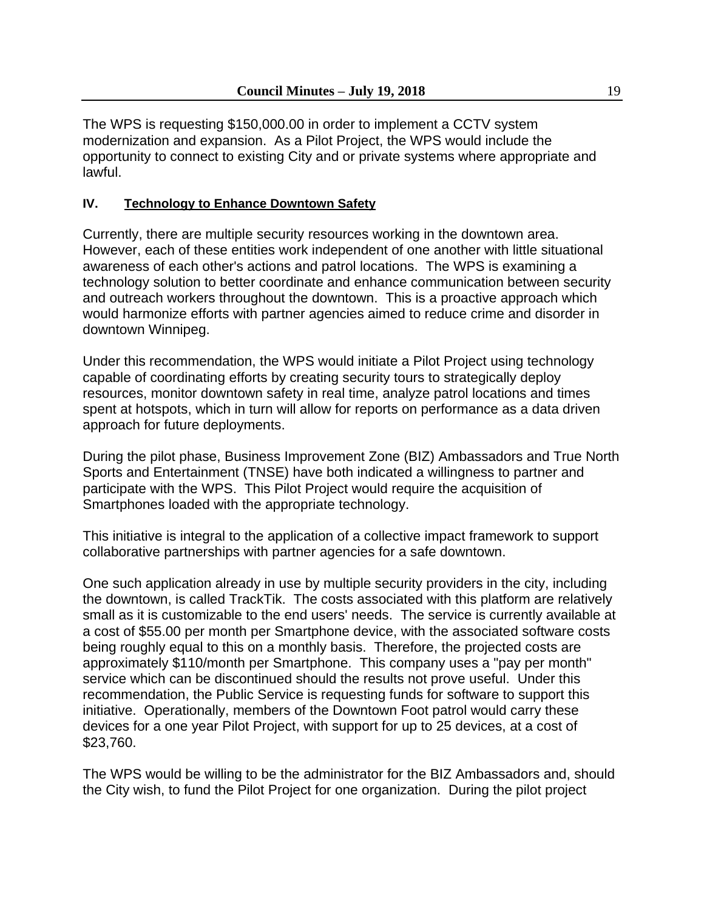The WPS is requesting $150,000.00 in order to implement a CCTV system modernization and expansion. As a Pilot Project, the WPS would include the opportunity to connect to existing City and or private systems where appropriate and lawful.

### IV. Technology to Enhance Downtown Safety

Currently, there are multiple security resources working in the downtown area. However, each of these entities work independent of one another with little situational awareness of each other's actions and patrol locations. The WPS is examining a technology solution to better coordinate and enhance communication between security and outreach workers throughout the downtown. This is a proactive approach which would harmonize efforts with partner agencies aimed to reduce crime and disorder in downtown Winnipeg.

Under this recommendation, the WPS would initiate a Pilot Project using technology capable of coordinating efforts by creating security tours to strategically deploy resources, monitor downtown safety in real time, analyze patrol locations and times spent at hotspots, which in turn will allow for reports on performance as a data driven approach for future deployments.

During the pilot phase, Business Improvement Zone (BIZ) Ambassadors and True North Sports and Entertainment (TNSE) have both indicated a willingness to partner and participate with the WPS. This Pilot Project would require the acquisition of Smartphones loaded with the appropriate technology.

This initiative is integral to the application of a collective impact framework to support collaborative partnerships with partner agencies for a safe downtown.

One such application already in use by multiple security providers in the city, including the downtown, is called TrackTik. The costs associated with this platform are relatively small as it is customizable to the end users' needs. The service is currently available at a cost of $55.00 per month per Smartphone device, with the associated software costs being roughly equal to this on a monthly basis. Therefore, the projected costs are approximately $110/month per Smartphone. This company uses a "pay per month" service which can be discontinued should the results not prove useful. Under this recommendation, the Public Service is requesting funds for software to support this initiative. Operationally, members of the Downtown Foot patrol would carry these devices for a one year Pilot Project, with support for up to 25 devices, at a cost of $23,760.

The WPS would be willing to be the administrator for the BIZ Ambassadors and, should the City wish, to fund the Pilot Project for one organization. During the pilot project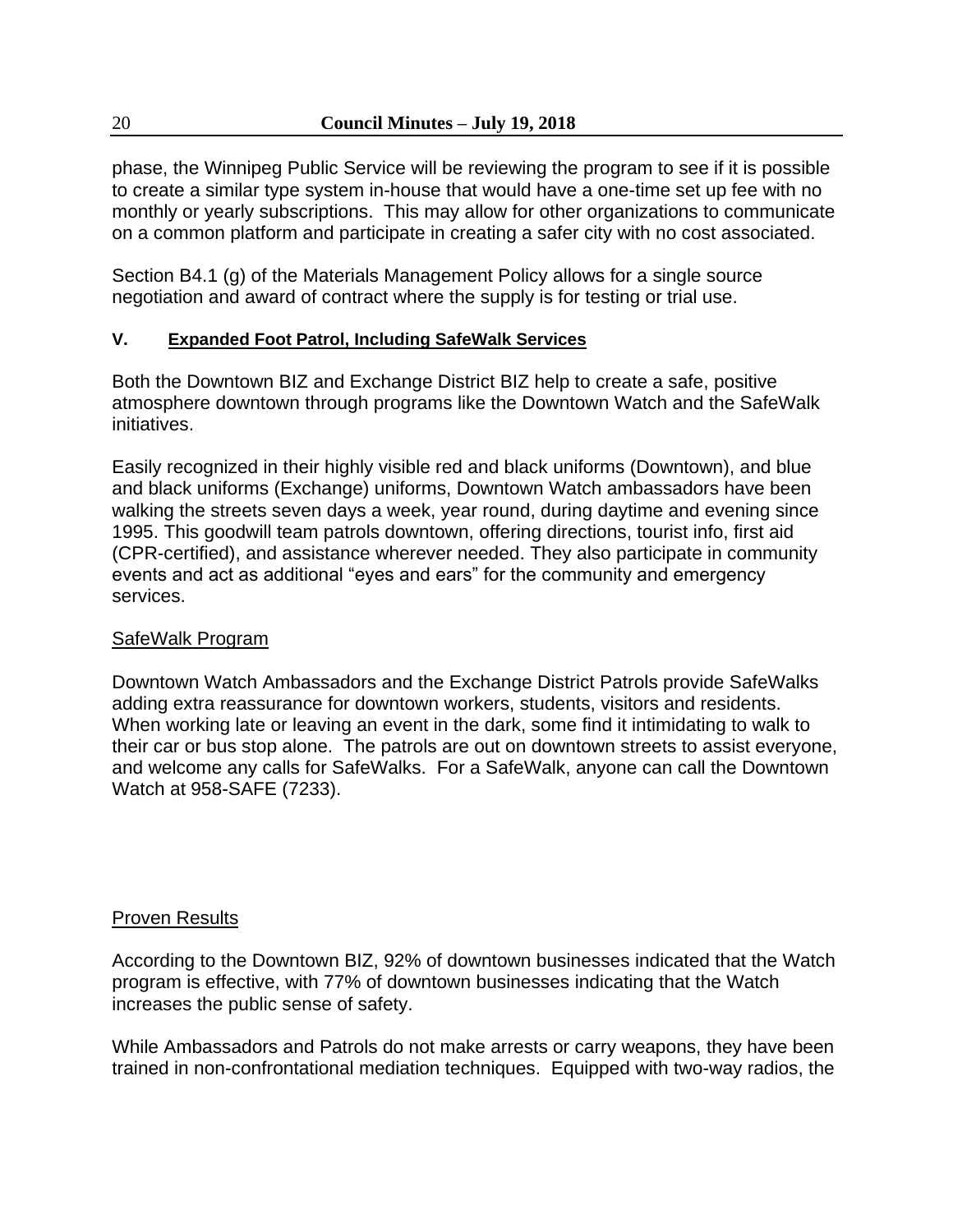phase, the Winnipeg Public Service will be reviewing the program to see if it is possible to create a similar type system in-house that would have a one-time set up fee with no monthly or yearly subscriptions. This may allow for other organizations to communicate on a common platform and participate in creating a safer city with no cost associated.

Section B4.1 (g) of the Materials Management Policy allows for a single source negotiation and award of contract where the supply is for testing or trial use.

### V. Expanded Foot Patrol, Including SafeWalk Services

Both the Downtown BIZ and Exchange District BIZ help to create a safe, positive atmosphere downtown through programs like the Downtown Watch and the SafeWalk initiatives.

Easily recognized in their highly visible red and black uniforms (Downtown), and blue and black uniforms (Exchange) uniforms, Downtown Watch ambassadors have been walking the streets seven days a week, year round, during daytime and evening since 1995. This goodwill team patrols downtown, offering directions, tourist info, first aid (CPR-certified), and assistance wherever needed. They also participate in community events and act as additional "eyes and ears" for the community and emergency services.

#### SafeWalk Program

Downtown Watch Ambassadors and the Exchange District Patrols provide SafeWalks adding extra reassurance for downtown workers, students, visitors and residents. When working late or leaving an event in the dark, some find it intimidating to walk to their car or bus stop alone. The patrols are out on downtown streets to assist everyone, and welcome any calls for SafeWalks. For a SafeWalk, anyone can call the Downtown Watch at 958-SAFE (7233).

#### Proven Results

According to the Downtown BIZ, 92% of downtown businesses indicated that the Watch program is effective, with 77% of downtown businesses indicating that the Watch increases the public sense of safety.

While Ambassadors and Patrols do not make arrests or carry weapons, they have been trained in non-confrontational mediation techniques. Equipped with two-way radios, the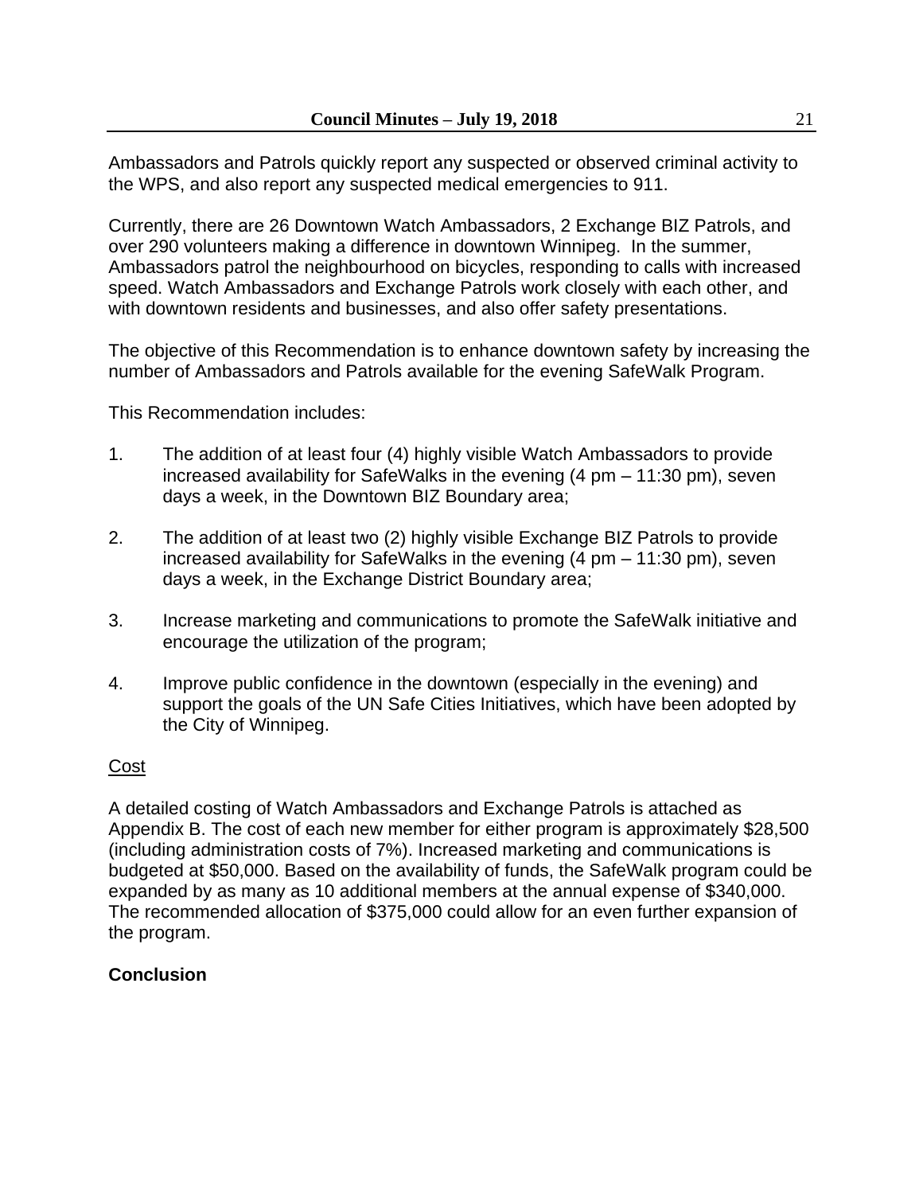Ambassadors and Patrols quickly report any suspected or observed criminal activity to the WPS, and also report any suspected medical emergencies to 911.

Currently, there are 26 Downtown Watch Ambassadors, 2 Exchange BIZ Patrols, and over 290 volunteers making a difference in downtown Winnipeg. In the summer, Ambassadors patrol the neighbourhood on bicycles, responding to calls with increased speed. Watch Ambassadors and Exchange Patrols work closely with each other, and with downtown residents and businesses, and also offer safety presentations.

The objective of this Recommendation is to enhance downtown safety by increasing the number of Ambassadors and Patrols available for the evening SafeWalk Program.

This Recommendation includes:

1. The addition of at least four (4) highly visible Watch Ambassadors to provide increased availability for SafeWalks in the evening (4 pm – 11:30 pm), seven days a week, in the Downtown BIZ Boundary area;

2. The addition of at least two (2) highly visible Exchange BIZ Patrols to provide increased availability for SafeWalks in the evening (4 pm – 11:30 pm), seven days a week, in the Exchange District Boundary area;

3. Increase marketing and communications to promote the SafeWalk initiative and encourage the utilization of the program;

4. Improve public confidence in the downtown (especially in the evening) and support the goals of the UN Safe Cities Initiatives, which have been adopted by the City of Winnipeg.

Cost

A detailed costing of Watch Ambassadors and Exchange Patrols is attached as Appendix B. The cost of each new member for either program is approximately $28,500 (including administration costs of 7%). Increased marketing and communications is budgeted at $50,000. Based on the availability of funds, the SafeWalk program could be expanded by as many as 10 additional members at the annual expense of $340,000. The recommended allocation of $375,000 could allow for an even further expansion of the program.

**Conclusion**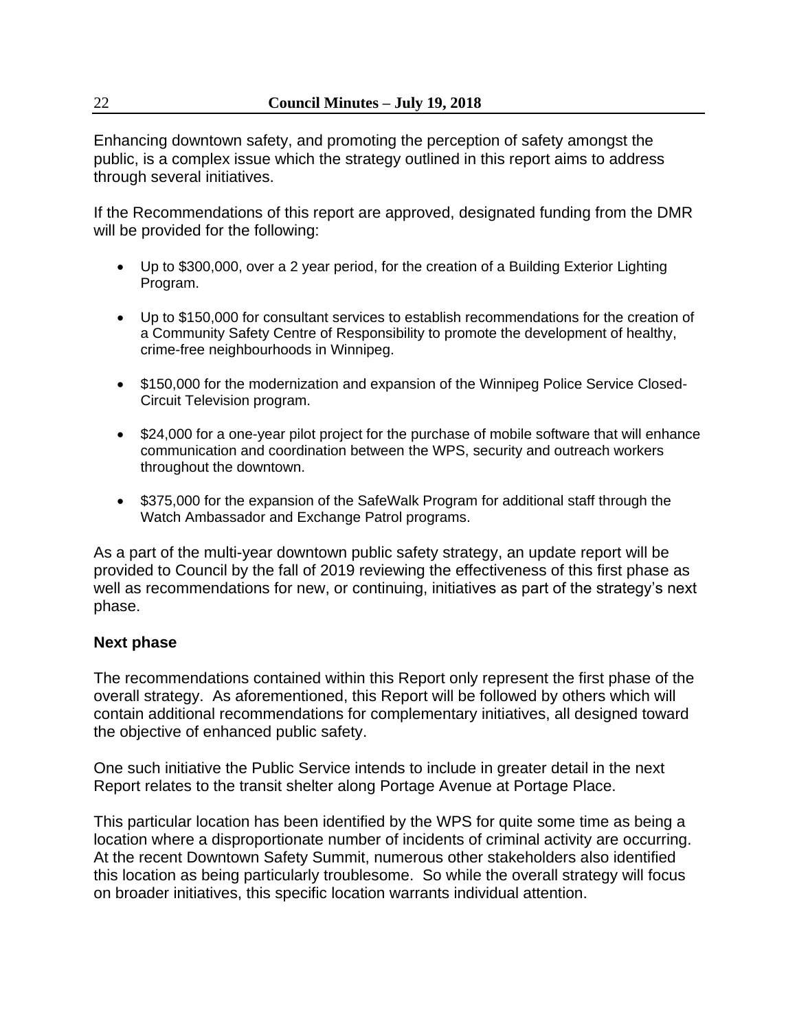Enhancing downtown safety, and promoting the perception of safety amongst the public, is a complex issue which the strategy outlined in this report aims to address through several initiatives.

If the Recommendations of this report are approved, designated funding from the DMR will be provided for the following:

- Up to $300,000, over a 2 year period, for the creation of a Building Exterior Lighting Program.
- Up to $150,000 for consultant services to establish recommendations for the creation of a Community Safety Centre of Responsibility to promote the development of healthy, crime-free neighbourhoods in Winnipeg.
- $150,000 for the modernization and expansion of the Winnipeg Police Service Closed-Circuit Television program.
- $24,000 for a one-year pilot project for the purchase of mobile software that will enhance communication and coordination between the WPS, security and outreach workers throughout the downtown.
- $375,000 for the expansion of the SafeWalk Program for additional staff through the Watch Ambassador and Exchange Patrol programs.

As a part of the multi-year downtown public safety strategy, an update report will be provided to Council by the fall of 2019 reviewing the effectiveness of this first phase as well as recommendations for new, or continuing, initiatives as part of the strategy's next phase.

**Next phase**

The recommendations contained within this Report only represent the first phase of the overall strategy. As aforementioned, this Report will be followed by others which will contain additional recommendations for complementary initiatives, all designed toward the objective of enhanced public safety.

One such initiative the Public Service intends to include in greater detail in the next Report relates to the transit shelter along Portage Avenue at Portage Place.

This particular location has been identified by the WPS for quite some time as being a location where a disproportionate number of incidents of criminal activity are occurring. At the recent Downtown Safety Summit, numerous other stakeholders also identified this location as being particularly troublesome. So while the overall strategy will focus on broader initiatives, this specific location warrants individual attention.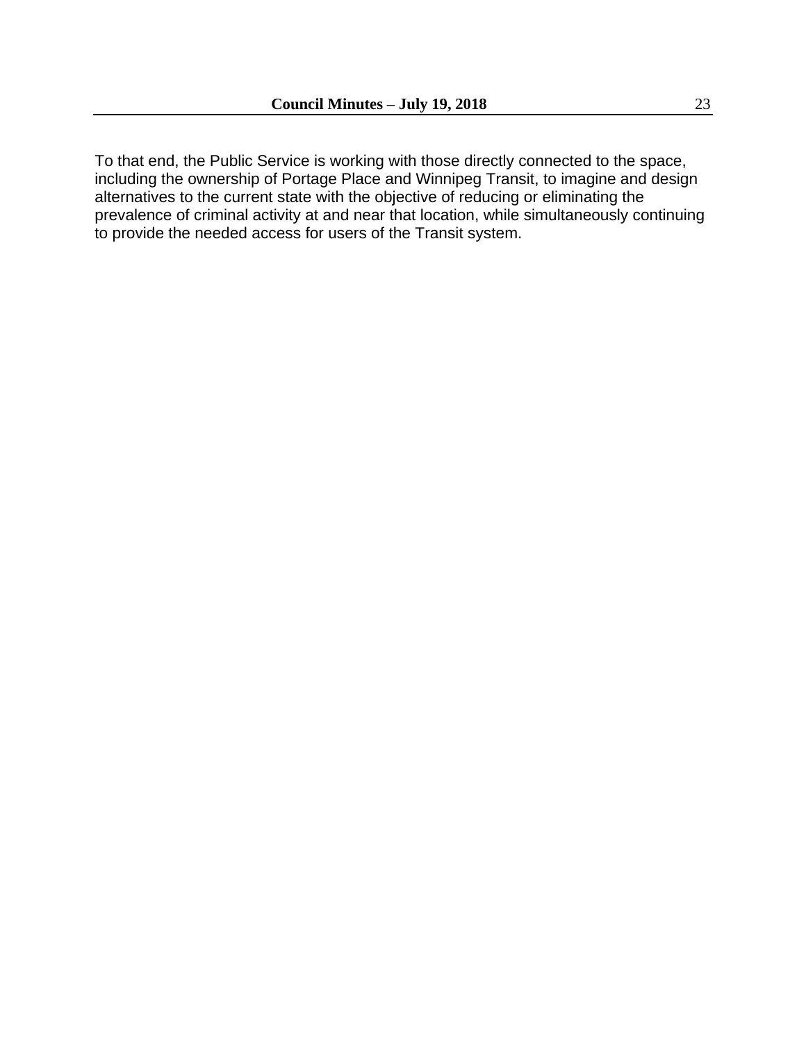To that end, the Public Service is working with those directly connected to the space, including the ownership of Portage Place and Winnipeg Transit, to imagine and design alternatives to the current state with the objective of reducing or eliminating the prevalence of criminal activity at and near that location, while simultaneously continuing to provide the needed access for users of the Transit system.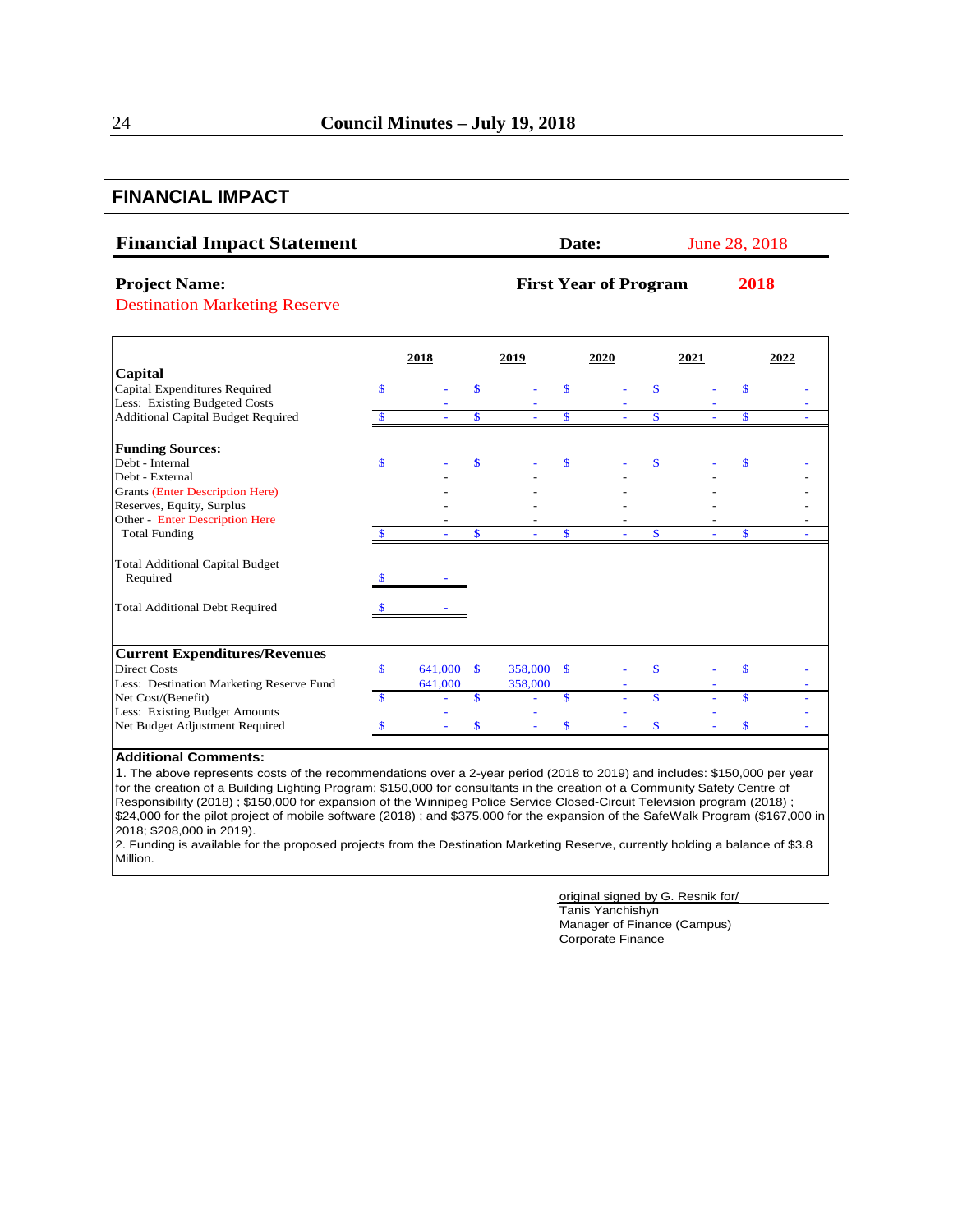## FINANCIAL IMPACT

**Financial Impact Statement** **Date:** June 28, 2018

**Project Name:** **First Year of Program** **2018**

Destination Marketing Reserve

| | 2018 | 2019 | 2020 | 2021 | 2022 |
|---|---|---|---|---|---|
| **Capital** | | | | | |
| Capital Expenditures Required | $ - | $ - | $ - | $ - | $ - |
| Less: Existing Budgeted Costs | - | - | - | - | - |
| Additional Capital Budget Required | $ - | $ - | $ - | $ - | $ - |
| | | | | | |
| **Funding Sources:** | | | | | |
| Debt - Internal | $ - | $ - | $ - | $ - | $ - |
| Debt - External | - | - | - | - | - |
| Grants (Enter Description Here) | - | - | - | - | - |
| Reserves, Equity, Surplus | - | - | - | - | - |
| Other - Enter Description Here | - | - | - | - | - |
| Total Funding | $ - | $ - | $ - | $ - | $ - |
| | | | | | |
| Total Additional Capital Budget Required | $ - | | | | |
| | | | | | |
| Total Additional Debt Required | $ - | | | | |
| | | | | | |
| **Current Expenditures/Revenues** | | | | | |
| Direct Costs | $ 641,000 | $ 358,000 | $ - | $ - | $ - |
| Less: Destination Marketing Reserve Fund | 641,000 | 358,000 | - | - | - |
| Net Cost/(Benefit) | $ - | $ - | $ - | $ - | $ - |
| Less: Existing Budget Amounts | - | - | - | - | - |
| Net Budget Adjustment Required | $ - | $ - | $ - | $ - | $ - |

**Additional Comments:**

1. The above represents costs of the recommendations over a 2-year period (2018 to 2019) and includes: $150,000 per year for the creation of a Building Lighting Program; $150,000 for consultants in the creation of a Community Safety Centre of Responsibility (2018) ; $150,000 for expansion of the Winnipeg Police Service Closed-Circuit Television program (2018) ; $24,000 for the pilot project of mobile software (2018) ; and $375,000 for the expansion of the SafeWalk Program ($167,000 in 2018; $208,000 in 2019).
2. Funding is available for the proposed projects from the Destination Marketing Reserve, currently holding a balance of $3.8 Million.

original signed by G. Resnik for/
Tanis Yanchishyn
Manager of Finance (Campus)
Corporate Finance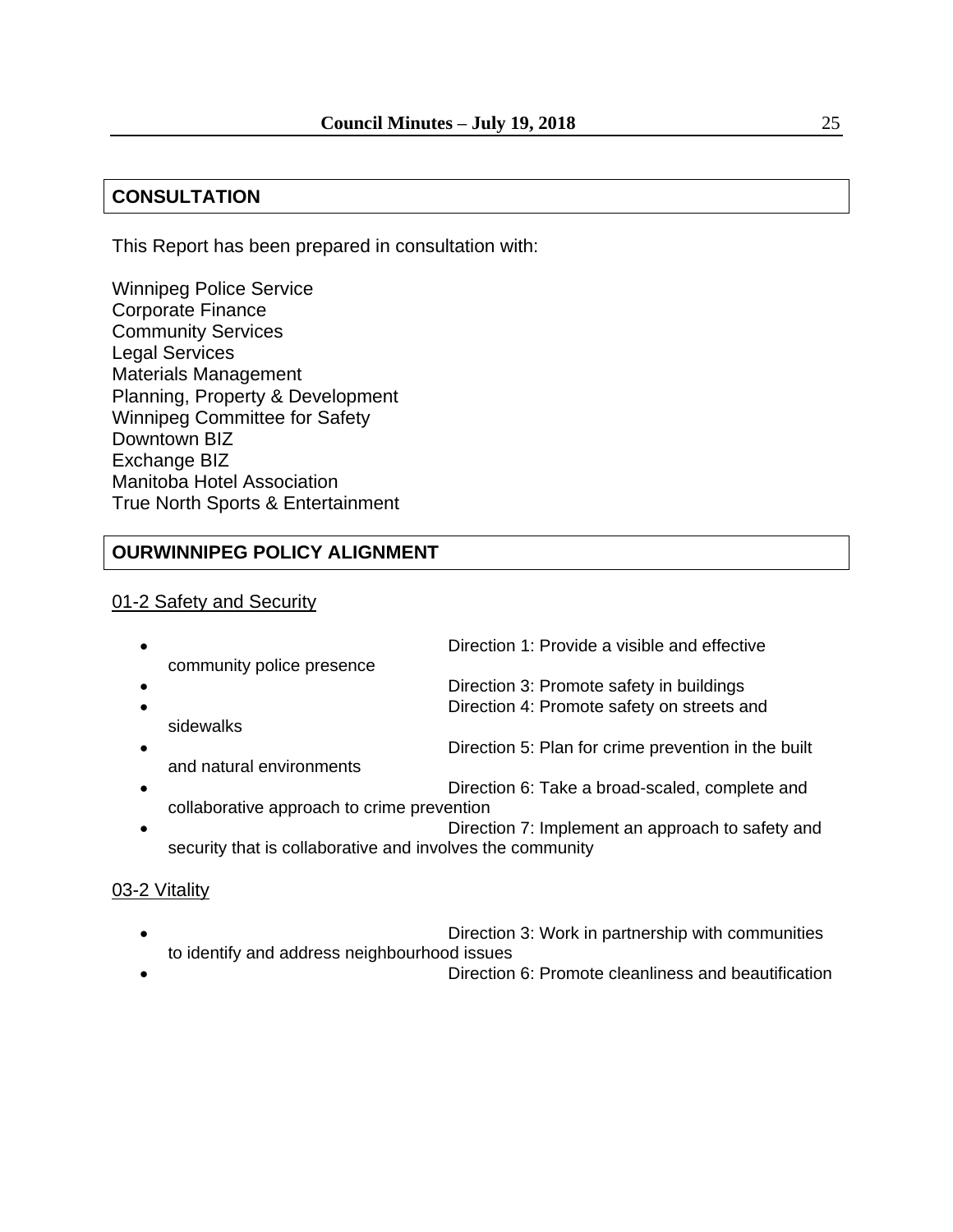## CONSULTATION

This Report has been prepared in consultation with:

Winnipeg Police Service
Corporate Finance
Community Services
Legal Services
Materials Management
Planning, Property & Development
Winnipeg Committee for Safety
Downtown BIZ
Exchange BIZ
Manitoba Hotel Association
True North Sports & Entertainment

## OURWINNIPEG POLICY ALIGNMENT

01-2 Safety and Security

- Direction 1: Provide a visible and effective community police presence
- Direction 3: Promote safety in buildings
- Direction 4: Promote safety on streets and sidewalks
- Direction 5: Plan for crime prevention in the built and natural environments
- Direction 6: Take a broad-scaled, complete and collaborative approach to crime prevention
- Direction 7: Implement an approach to safety and security that is collaborative and involves the community

03-2 Vitality

- Direction 3: Work in partnership with communities to identify and address neighbourhood issues
- Direction 6: Promote cleanliness and beautification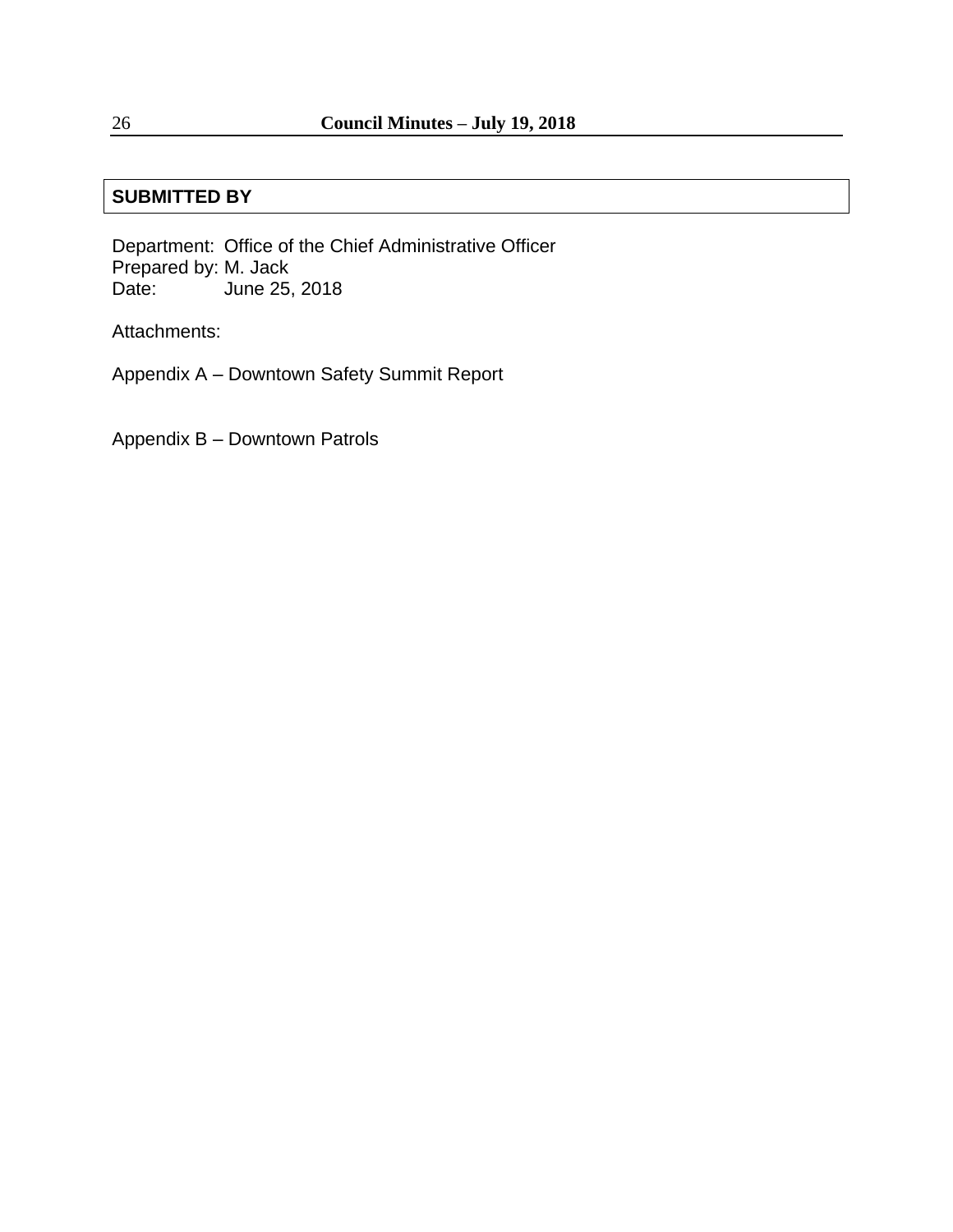## SUBMITTED BY

Department: Office of the Chief Administrative Officer
Prepared by: M. Jack
Date: June 25, 2018

Attachments:

Appendix A – Downtown Safety Summit Report

Appendix B – Downtown Patrols